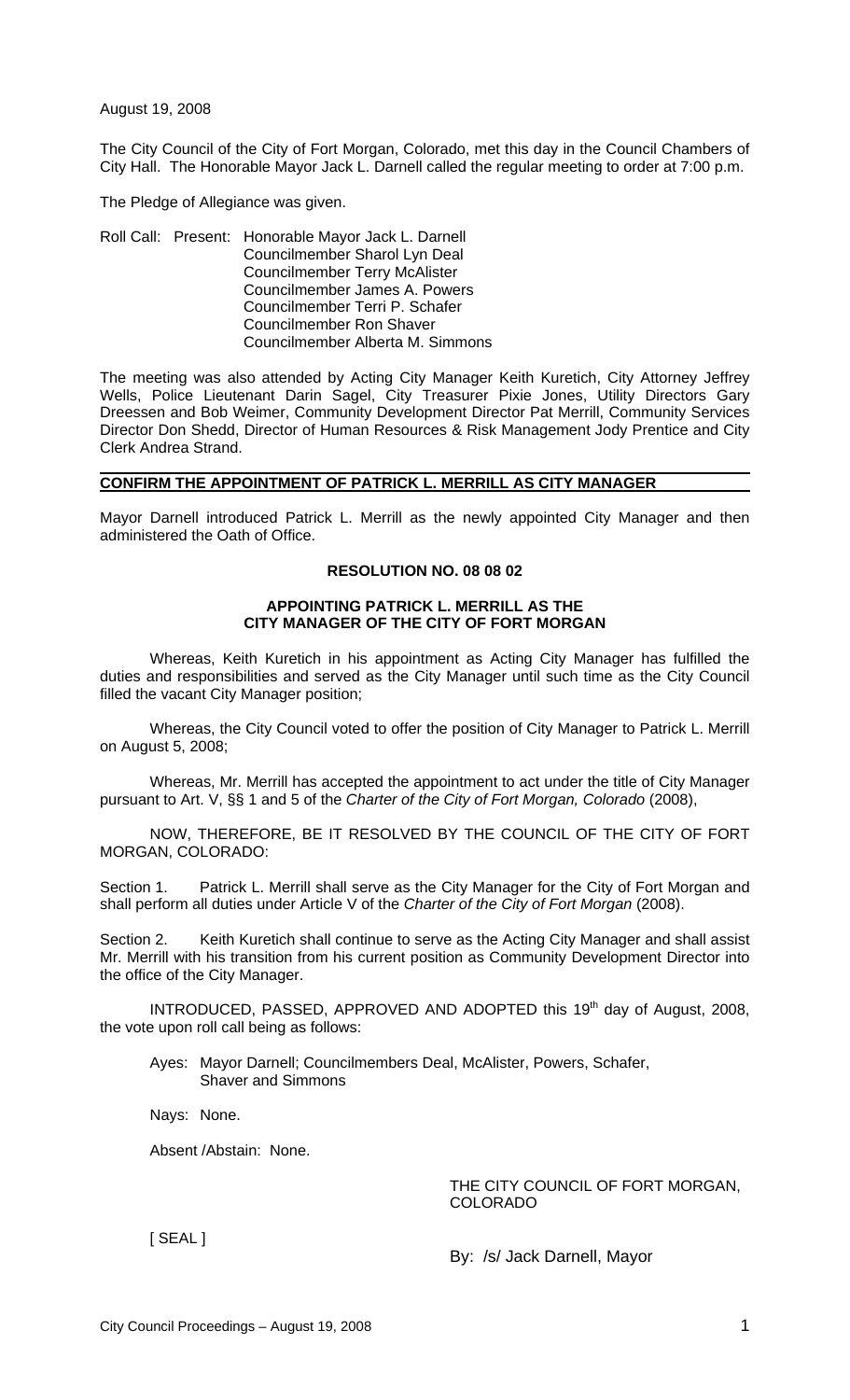August 19, 2008

The City Council of the City of Fort Morgan, Colorado, met this day in the Council Chambers of City Hall. The Honorable Mayor Jack L. Darnell called the regular meeting to order at 7:00 p.m.

The Pledge of Allegiance was given.

Roll Call: Present: Honorable Mayor Jack L. Darnell
Councilmember Sharol Lyn Deal
Councilmember Terry McAlister
Councilmember James A. Powers
Councilmember Terri P. Schafer
Councilmember Ron Shaver
Councilmember Alberta M. Simmons

The meeting was also attended by Acting City Manager Keith Kuretich, City Attorney Jeffrey Wells, Police Lieutenant Darin Sagel, City Treasurer Pixie Jones, Utility Directors Gary Dreessen and Bob Weimer, Community Development Director Pat Merrill, Community Services Director Don Shedd, Director of Human Resources & Risk Management Jody Prentice and City Clerk Andrea Strand.

## CONFIRM THE APPOINTMENT OF PATRICK L. MERRILL AS CITY MANAGER

Mayor Darnell introduced Patrick L. Merrill as the newly appointed City Manager and then administered the Oath of Office.

### RESOLUTION NO. 08 08 02

### APPOINTING PATRICK L. MERRILL AS THE CITY MANAGER OF THE CITY OF FORT MORGAN

Whereas, Keith Kuretich in his appointment as Acting City Manager has fulfilled the duties and responsibilities and served as the City Manager until such time as the City Council filled the vacant City Manager position;

Whereas, the City Council voted to offer the position of City Manager to Patrick L. Merrill on August 5, 2008;

Whereas, Mr. Merrill has accepted the appointment to act under the title of City Manager pursuant to Art. V, §§ 1 and 5 of the *Charter of the City of Fort Morgan, Colorado* (2008),

NOW, THEREFORE, BE IT RESOLVED BY THE COUNCIL OF THE CITY OF FORT MORGAN, COLORADO:

Section 1. Patrick L. Merrill shall serve as the City Manager for the City of Fort Morgan and shall perform all duties under Article V of the *Charter of the City of Fort Morgan* (2008).

Section 2. Keith Kuretich shall continue to serve as the Acting City Manager and shall assist Mr. Merrill with his transition from his current position as Community Development Director into the office of the City Manager.

INTRODUCED, PASSED, APPROVED AND ADOPTED this 19th day of August, 2008, the vote upon roll call being as follows:

Ayes: Mayor Darnell; Councilmembers Deal, McAlister, Powers, Schafer, Shaver and Simmons

Nays: None.

Absent /Abstain: None.

THE CITY COUNCIL OF FORT MORGAN, COLORADO

[ SEAL ]

By: /s/ Jack Darnell, Mayor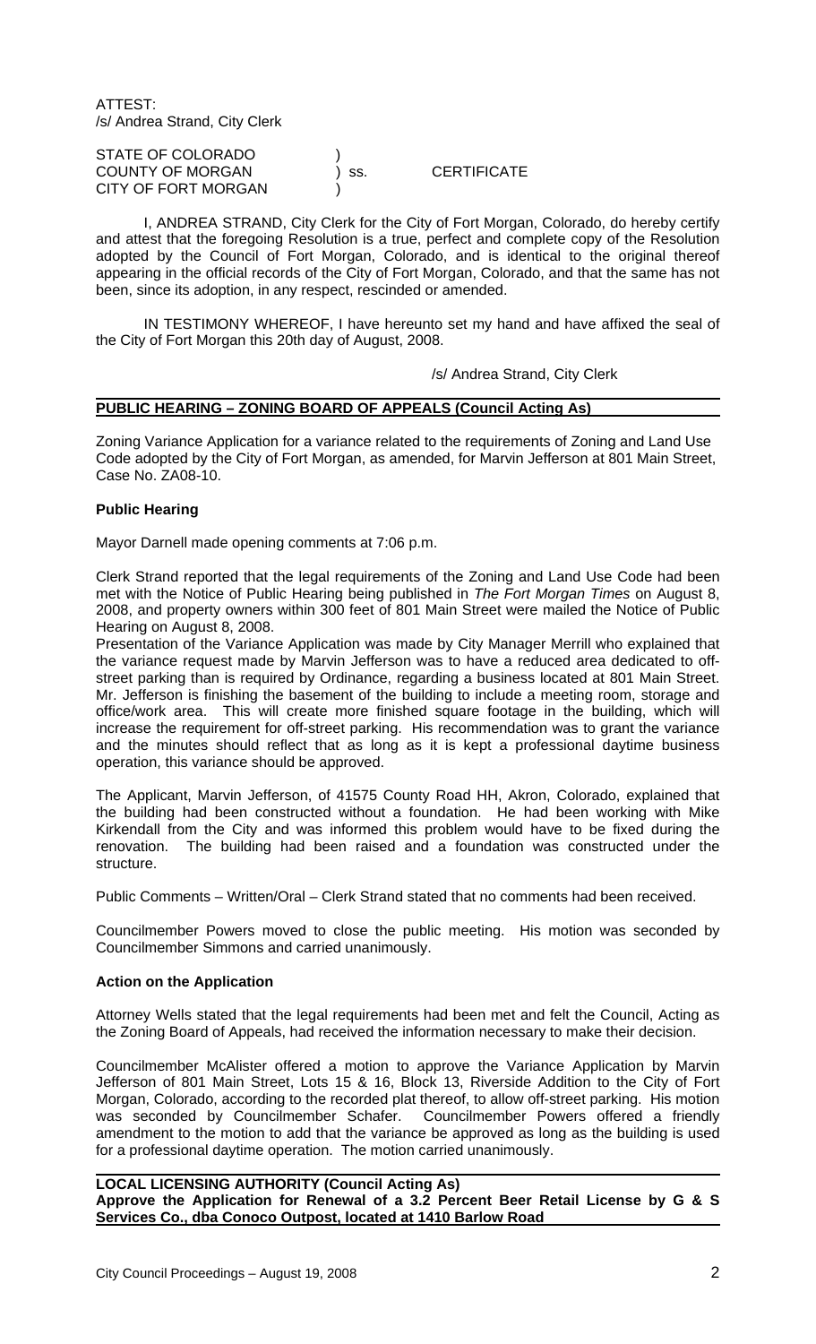ATTEST:
/s/ Andrea Strand, City Clerk

STATE OF COLORADO )
COUNTY OF MORGAN ) ss. CERTIFICATE
CITY OF FORT MORGAN )

I, ANDREA STRAND, City Clerk for the City of Fort Morgan, Colorado, do hereby certify and attest that the foregoing Resolution is a true, perfect and complete copy of the Resolution adopted by the Council of Fort Morgan, Colorado, and is identical to the original thereof appearing in the official records of the City of Fort Morgan, Colorado, and that the same has not been, since its adoption, in any respect, rescinded or amended.

IN TESTIMONY WHEREOF, I have hereunto set my hand and have affixed the seal of the City of Fort Morgan this 20th day of August, 2008.

/s/ Andrea Strand, City Clerk

**PUBLIC HEARING – ZONING BOARD OF APPEALS (Council Acting As)**

Zoning Variance Application for a variance related to the requirements of Zoning and Land Use Code adopted by the City of Fort Morgan, as amended, for Marvin Jefferson at 801 Main Street, Case No. ZA08-10.

**Public Hearing**

Mayor Darnell made opening comments at 7:06 p.m.

Clerk Strand reported that the legal requirements of the Zoning and Land Use Code had been met with the Notice of Public Hearing being published in *The Fort Morgan Times* on August 8, 2008, and property owners within 300 feet of 801 Main Street were mailed the Notice of Public Hearing on August 8, 2008.

Presentation of the Variance Application was made by City Manager Merrill who explained that the variance request made by Marvin Jefferson was to have a reduced area dedicated to off-street parking than is required by Ordinance, regarding a business located at 801 Main Street. Mr. Jefferson is finishing the basement of the building to include a meeting room, storage and office/work area. This will create more finished square footage in the building, which will increase the requirement for off-street parking. His recommendation was to grant the variance and the minutes should reflect that as long as it is kept a professional daytime business operation, this variance should be approved.

The Applicant, Marvin Jefferson, of 41575 County Road HH, Akron, Colorado, explained that the building had been constructed without a foundation. He had been working with Mike Kirkendall from the City and was informed this problem would have to be fixed during the renovation. The building had been raised and a foundation was constructed under the structure.

Public Comments – Written/Oral – Clerk Strand stated that no comments had been received.

Councilmember Powers moved to close the public meeting. His motion was seconded by Councilmember Simmons and carried unanimously.

**Action on the Application**

Attorney Wells stated that the legal requirements had been met and felt the Council, Acting as the Zoning Board of Appeals, had received the information necessary to make their decision.

Councilmember McAlister offered a motion to approve the Variance Application by Marvin Jefferson of 801 Main Street, Lots 15 & 16, Block 13, Riverside Addition to the City of Fort Morgan, Colorado, according to the recorded plat thereof, to allow off-street parking. His motion was seconded by Councilmember Schafer. Councilmember Powers offered a friendly amendment to the motion to add that the variance be approved as long as the building is used for a professional daytime operation. The motion carried unanimously.

**LOCAL LICENSING AUTHORITY (Council Acting As)**
**Approve the Application for Renewal of a 3.2 Percent Beer Retail License by G & S Services Co., dba Conoco Outpost, located at 1410 Barlow Road**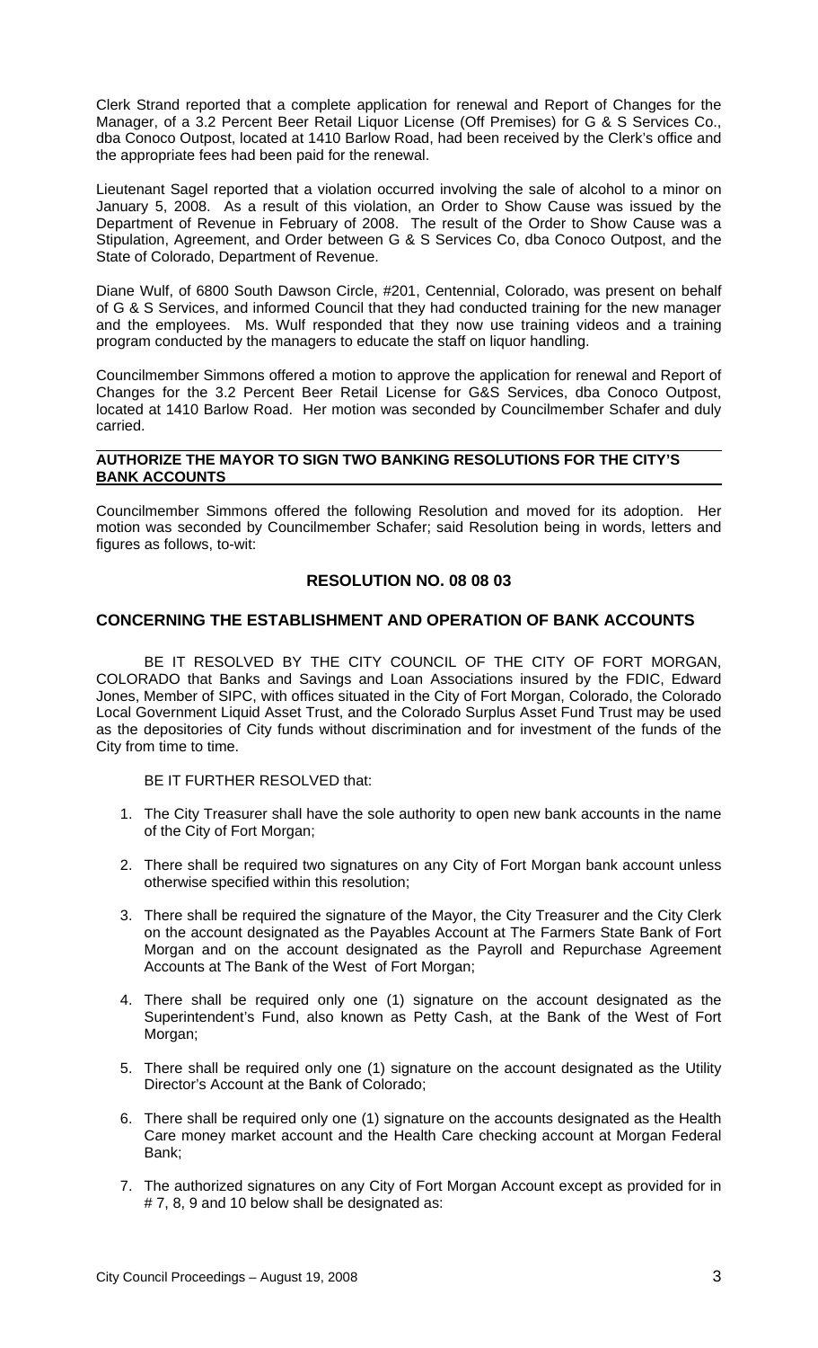Clerk Strand reported that a complete application for renewal and Report of Changes for the Manager, of a 3.2 Percent Beer Retail Liquor License (Off Premises) for G & S Services Co., dba Conoco Outpost, located at 1410 Barlow Road, had been received by the Clerk's office and the appropriate fees had been paid for the renewal.

Lieutenant Sagel reported that a violation occurred involving the sale of alcohol to a minor on January 5, 2008. As a result of this violation, an Order to Show Cause was issued by the Department of Revenue in February of 2008. The result of the Order to Show Cause was a Stipulation, Agreement, and Order between G & S Services Co, dba Conoco Outpost, and the State of Colorado, Department of Revenue.

Diane Wulf, of 6800 South Dawson Circle, #201, Centennial, Colorado, was present on behalf of G & S Services, and informed Council that they had conducted training for the new manager and the employees. Ms. Wulf responded that they now use training videos and a training program conducted by the managers to educate the staff on liquor handling.

Councilmember Simmons offered a motion to approve the application for renewal and Report of Changes for the 3.2 Percent Beer Retail License for G&S Services, dba Conoco Outpost, located at 1410 Barlow Road. Her motion was seconded by Councilmember Schafer and duly carried.

**AUTHORIZE THE MAYOR TO SIGN TWO BANKING RESOLUTIONS FOR THE CITY'S BANK ACCOUNTS**

Councilmember Simmons offered the following Resolution and moved for its adoption. Her motion was seconded by Councilmember Schafer; said Resolution being in words, letters and figures as follows, to-wit:

## RESOLUTION NO. 08 08 03

## CONCERNING THE ESTABLISHMENT AND OPERATION OF BANK ACCOUNTS

BE IT RESOLVED BY THE CITY COUNCIL OF THE CITY OF FORT MORGAN, COLORADO that Banks and Savings and Loan Associations insured by the FDIC, Edward Jones, Member of SIPC, with offices situated in the City of Fort Morgan, Colorado, the Colorado Local Government Liquid Asset Trust, and the Colorado Surplus Asset Fund Trust may be used as the depositories of City funds without discrimination and for investment of the funds of the City from time to time.

BE IT FURTHER RESOLVED that:

1. The City Treasurer shall have the sole authority to open new bank accounts in the name of the City of Fort Morgan;
2. There shall be required two signatures on any City of Fort Morgan bank account unless otherwise specified within this resolution;
3. There shall be required the signature of the Mayor, the City Treasurer and the City Clerk on the account designated as the Payables Account at The Farmers State Bank of Fort Morgan and on the account designated as the Payroll and Repurchase Agreement Accounts at The Bank of the West of Fort Morgan;
4. There shall be required only one (1) signature on the account designated as the Superintendent's Fund, also known as Petty Cash, at the Bank of the West of Fort Morgan;
5. There shall be required only one (1) signature on the account designated as the Utility Director's Account at the Bank of Colorado;
6. There shall be required only one (1) signature on the accounts designated as the Health Care money market account and the Health Care checking account at Morgan Federal Bank;
7. The authorized signatures on any City of Fort Morgan Account except as provided for in # 7, 8, 9 and 10 below shall be designated as: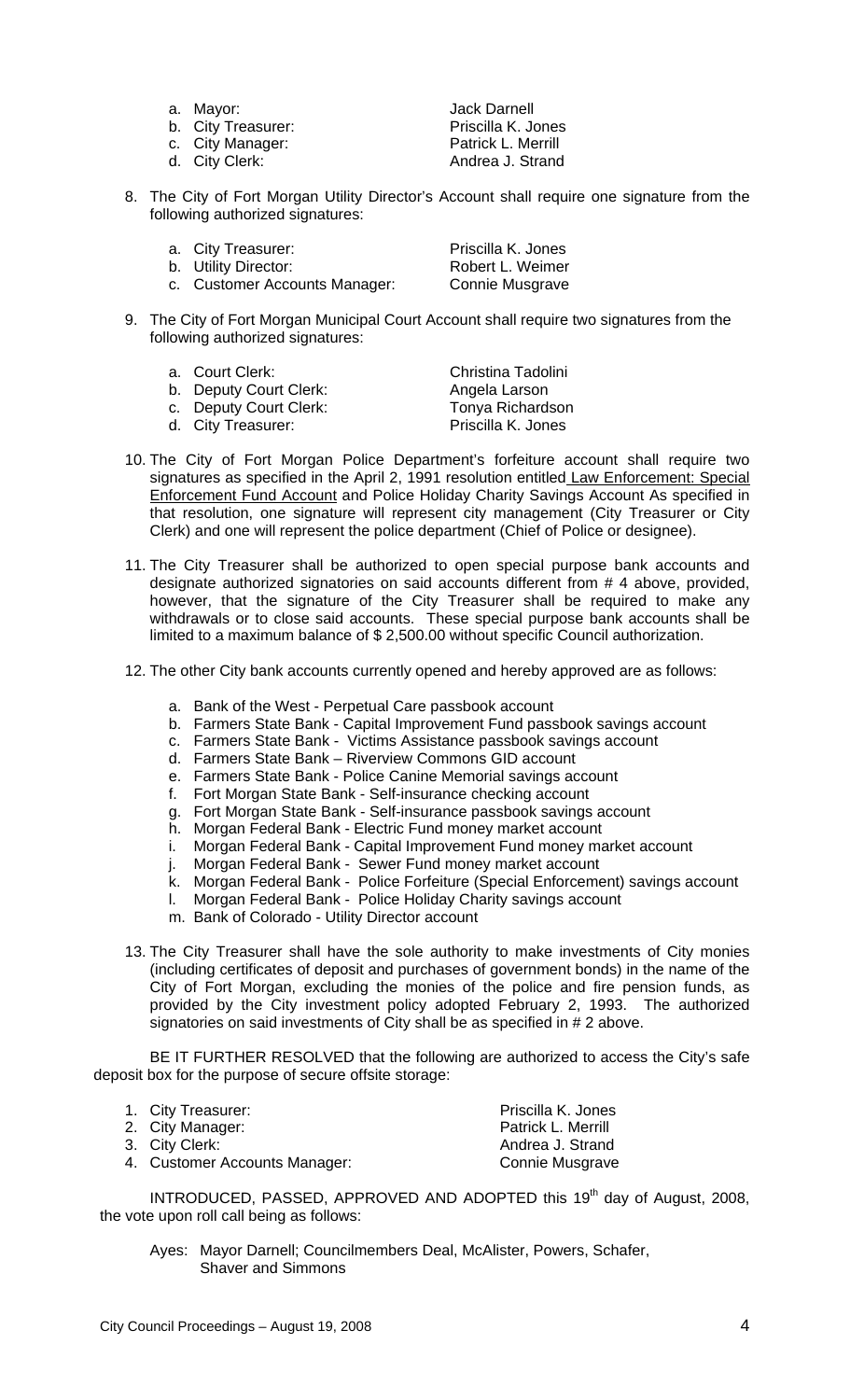a. Mayor: Jack Darnell
b. City Treasurer: Priscilla K. Jones
c. City Manager: Patrick L. Merrill
d. City Clerk: Andrea J. Strand

8. The City of Fort Morgan Utility Director's Account shall require one signature from the following authorized signatures:

   a. City Treasurer: Priscilla K. Jones
   b. Utility Director: Robert L. Weimer
   c. Customer Accounts Manager: Connie Musgrave

9. The City of Fort Morgan Municipal Court Account shall require two signatures from the following authorized signatures:

   a. Court Clerk: Christina Tadolini
   b. Deputy Court Clerk: Angela Larson
   c. Deputy Court Clerk: Tonya Richardson
   d. City Treasurer: Priscilla K. Jones

10. The City of Fort Morgan Police Department's forfeiture account shall require two signatures as specified in the April 2, 1991 resolution entitled <u>Law Enforcement: Special Enforcement Fund Account</u> and Police Holiday Charity Savings Account As specified in that resolution, one signature will represent city management (City Treasurer or City Clerk) and one will represent the police department (Chief of Police or designee).

11. The City Treasurer shall be authorized to open special purpose bank accounts and designate authorized signatories on said accounts different from # 4 above, provided, however, that the signature of the City Treasurer shall be required to make any withdrawals or to close said accounts. These special purpose bank accounts shall be limited to a maximum balance of $ 2,500.00 without specific Council authorization.

12. The other City bank accounts currently opened and hereby approved are as follows:

    a. Bank of the West - Perpetual Care passbook account
    b. Farmers State Bank - Capital Improvement Fund passbook savings account
    c. Farmers State Bank - Victims Assistance passbook savings account
    d. Farmers State Bank – Riverview Commons GID account
    e. Farmers State Bank - Police Canine Memorial savings account
    f. Fort Morgan State Bank - Self-insurance checking account
    g. Fort Morgan State Bank - Self-insurance passbook savings account
    h. Morgan Federal Bank - Electric Fund money market account
    i. Morgan Federal Bank - Capital Improvement Fund money market account
    j. Morgan Federal Bank - Sewer Fund money market account
    k. Morgan Federal Bank - Police Forfeiture (Special Enforcement) savings account
    l. Morgan Federal Bank - Police Holiday Charity savings account
    m. Bank of Colorado - Utility Director account

13. The City Treasurer shall have the sole authority to make investments of City monies (including certificates of deposit and purchases of government bonds) in the name of the City of Fort Morgan, excluding the monies of the police and fire pension funds, as provided by the City investment policy adopted February 2, 1993. The authorized signatories on said investments of City shall be as specified in # 2 above.

BE IT FURTHER RESOLVED that the following are authorized to access the City's safe deposit box for the purpose of secure offsite storage:

1. City Treasurer: Priscilla K. Jones
2. City Manager: Patrick L. Merrill
3. City Clerk: Andrea J. Strand
4. Customer Accounts Manager: Connie Musgrave

INTRODUCED, PASSED, APPROVED AND ADOPTED this 19th day of August, 2008, the vote upon roll call being as follows:

Ayes: Mayor Darnell; Councilmembers Deal, McAlister, Powers, Schafer, Shaver and Simmons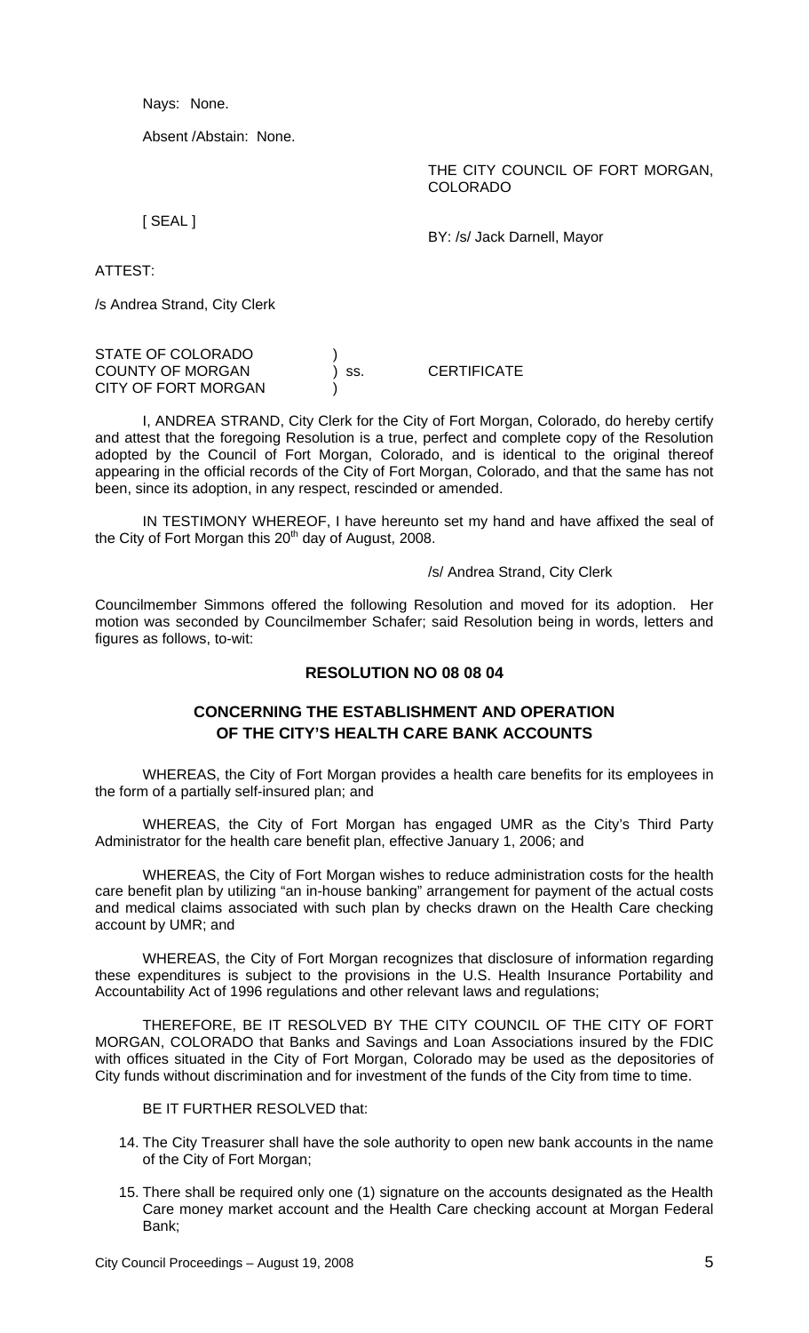Nays: None.

Absent /Abstain: None.

THE CITY COUNCIL OF FORT MORGAN, COLORADO

[ SEAL ]

BY: /s/ Jack Darnell, Mayor

ATTEST:

/s Andrea Strand, City Clerk

STATE OF COLORADO )
COUNTY OF MORGAN ) ss. CERTIFICATE
CITY OF FORT MORGAN )

I, ANDREA STRAND, City Clerk for the City of Fort Morgan, Colorado, do hereby certify and attest that the foregoing Resolution is a true, perfect and complete copy of the Resolution adopted by the Council of Fort Morgan, Colorado, and is identical to the original thereof appearing in the official records of the City of Fort Morgan, Colorado, and that the same has not been, since its adoption, in any respect, rescinded or amended.

IN TESTIMONY WHEREOF, I have hereunto set my hand and have affixed the seal of the City of Fort Morgan this 20th day of August, 2008.

/s/ Andrea Strand, City Clerk

Councilmember Simmons offered the following Resolution and moved for its adoption. Her motion was seconded by Councilmember Schafer; said Resolution being in words, letters and figures as follows, to-wit:

**RESOLUTION NO 08 08 04**

**CONCERNING THE ESTABLISHMENT AND OPERATION OF THE CITY'S HEALTH CARE BANK ACCOUNTS**

WHEREAS, the City of Fort Morgan provides a health care benefits for its employees in the form of a partially self-insured plan; and

WHEREAS, the City of Fort Morgan has engaged UMR as the City's Third Party Administrator for the health care benefit plan, effective January 1, 2006; and

WHEREAS, the City of Fort Morgan wishes to reduce administration costs for the health care benefit plan by utilizing "an in-house banking" arrangement for payment of the actual costs and medical claims associated with such plan by checks drawn on the Health Care checking account by UMR; and

WHEREAS, the City of Fort Morgan recognizes that disclosure of information regarding these expenditures is subject to the provisions in the U.S. Health Insurance Portability and Accountability Act of 1996 regulations and other relevant laws and regulations;

THEREFORE, BE IT RESOLVED BY THE CITY COUNCIL OF THE CITY OF FORT MORGAN, COLORADO that Banks and Savings and Loan Associations insured by the FDIC with offices situated in the City of Fort Morgan, Colorado may be used as the depositories of City funds without discrimination and for investment of the funds of the City from time to time.

BE IT FURTHER RESOLVED that:

14. The City Treasurer shall have the sole authority to open new bank accounts in the name of the City of Fort Morgan;

15. There shall be required only one (1) signature on the accounts designated as the Health Care money market account and the Health Care checking account at Morgan Federal Bank;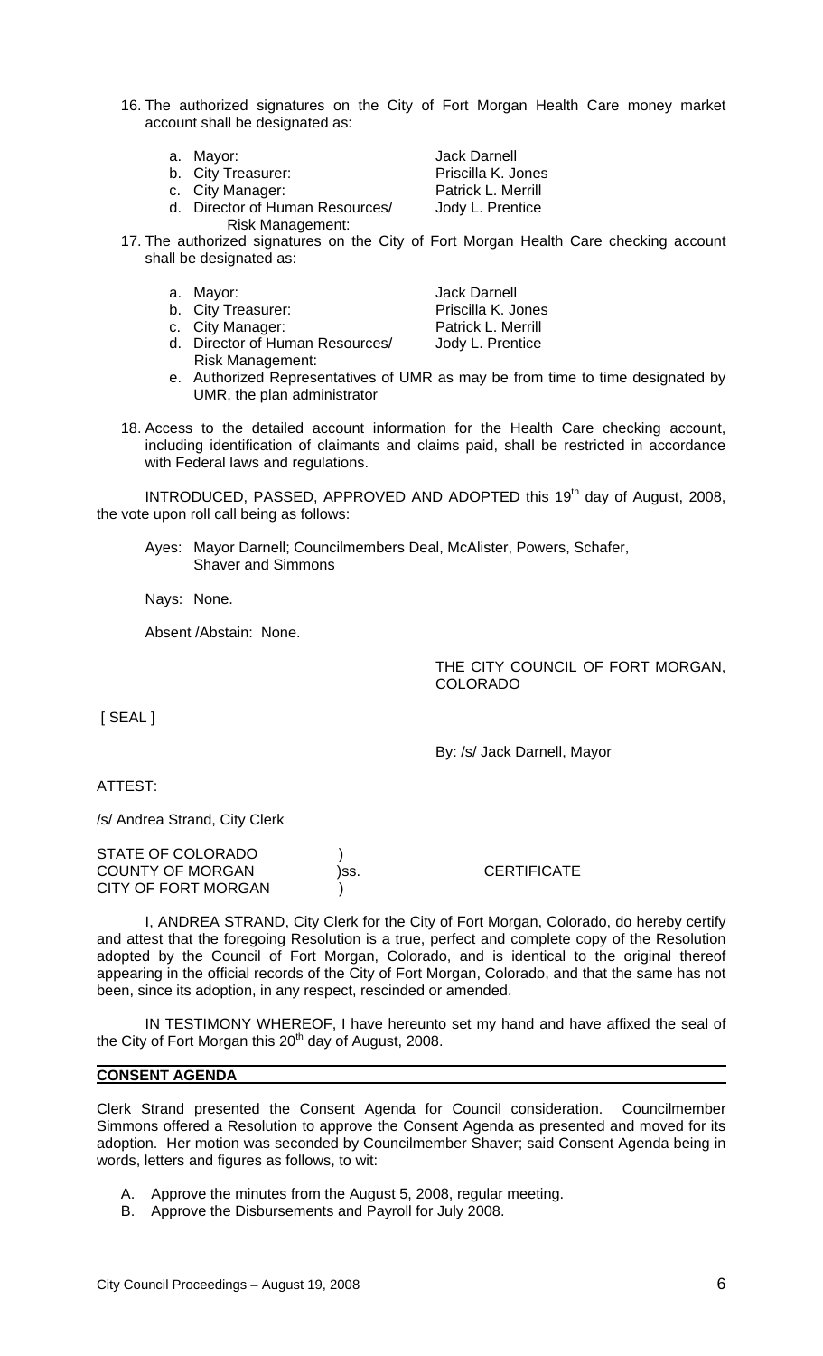16. The authorized signatures on the City of Fort Morgan Health Care money market account shall be designated as:

    a. Mayor: Jack Darnell
    b. City Treasurer: Priscilla K. Jones
    c. City Manager: Patrick L. Merrill
    d. Director of Human Resources/ Risk Management: Jody L. Prentice

17. The authorized signatures on the City of Fort Morgan Health Care checking account shall be designated as:

    a. Mayor: Jack Darnell
    b. City Treasurer: Priscilla K. Jones
    c. City Manager: Patrick L. Merrill
    d. Director of Human Resources/ Risk Management: Jody L. Prentice
    e. Authorized Representatives of UMR as may be from time to time designated by UMR, the plan administrator

18. Access to the detailed account information for the Health Care checking account, including identification of claimants and claims paid, shall be restricted in accordance with Federal laws and regulations.

INTRODUCED, PASSED, APPROVED AND ADOPTED this 19th day of August, 2008, the vote upon roll call being as follows:

Ayes: Mayor Darnell; Councilmembers Deal, McAlister, Powers, Schafer, Shaver and Simmons

Nays: None.

Absent /Abstain: None.

THE CITY COUNCIL OF FORT MORGAN, COLORADO

[ SEAL ]

By: /s/ Jack Darnell, Mayor

ATTEST:

/s/ Andrea Strand, City Clerk

STATE OF COLORADO )
COUNTY OF MORGAN )ss. CERTIFICATE
CITY OF FORT MORGAN )

I, ANDREA STRAND, City Clerk for the City of Fort Morgan, Colorado, do hereby certify and attest that the foregoing Resolution is a true, perfect and complete copy of the Resolution adopted by the Council of Fort Morgan, Colorado, and is identical to the original thereof appearing in the official records of the City of Fort Morgan, Colorado, and that the same has not been, since its adoption, in any respect, rescinded or amended.

IN TESTIMONY WHEREOF, I have hereunto set my hand and have affixed the seal of the City of Fort Morgan this 20th day of August, 2008.

**CONSENT AGENDA**

Clerk Strand presented the Consent Agenda for Council consideration. Councilmember Simmons offered a Resolution to approve the Consent Agenda as presented and moved for its adoption. Her motion was seconded by Councilmember Shaver; said Consent Agenda being in words, letters and figures as follows, to wit:

A. Approve the minutes from the August 5, 2008, regular meeting.
B. Approve the Disbursements and Payroll for July 2008.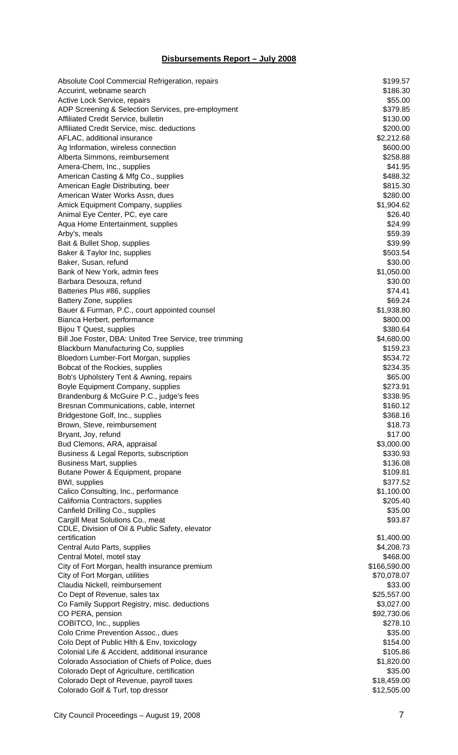## Disbursements Report – July 2008

| Vendor | Amount |
|---|---|
| Absolute Cool Commercial Refrigeration, repairs | $199.57 |
| Accurint, webname search | $186.30 |
| Active Lock Service, repairs | $55.00 |
| ADP Screening & Selection Services, pre-employment | $379.85 |
| Affiliated Credit Service, bulletin | $130.00 |
| Affiliated Credit Service, misc. deductions | $200.00 |
| AFLAC, additional insurance | $2,212.68 |
| Ag Information, wireless connection | $600.00 |
| Alberta Simmons, reimbursement | $258.88 |
| Amera-Chem, Inc., supplies | $41.95 |
| American Casting & Mfg Co., supplies | $488.32 |
| American Eagle Distributing, beer | $815.30 |
| American Water Works Assn, dues | $280.00 |
| Amick Equipment Company, supplies | $1,904.62 |
| Animal Eye Center, PC, eye care | $26.40 |
| Aqua Home Entertainment, supplies | $24.99 |
| Arby's, meals | $59.39 |
| Bait & Bullet Shop, supplies | $39.99 |
| Baker & Taylor Inc, supplies | $503.54 |
| Baker, Susan, refund | $30.00 |
| Bank of New York, admin fees | $1,050.00 |
| Barbara Desouza, refund | $30.00 |
| Batteries Plus #86, supplies | $74.41 |
| Battery Zone, supplies | $69.24 |
| Bauer & Furman, P.C., court appointed counsel | $1,938.80 |
| Bianca Herbert, performance | $800.00 |
| Bijou T Quest, supplies | $380.64 |
| Bill Joe Foster, DBA: United Tree Service, tree trimming | $4,680.00 |
| Blackburn Manufacturing Co, supplies | $159.23 |
| Bloedorn Lumber-Fort Morgan, supplies | $534.72 |
| Bobcat of the Rockies, supplies | $234.35 |
| Bob's Upholstery Tent & Awning, repairs | $65.00 |
| Boyle Equipment Company, supplies | $273.91 |
| Brandenburg & McGuire P.C., judge's fees | $338.95 |
| Bresnan Communications, cable, internet | $160.12 |
| Bridgestone Golf, Inc., supplies | $368.16 |
| Brown, Steve, reimbursement | $18.73 |
| Bryant, Joy, refund | $17.00 |
| Bud Clemons, ARA, appraisal | $3,000.00 |
| Business & Legal Reports, subscription | $330.93 |
| Business Mart, supplies | $136.08 |
| Butane Power & Equipment, propane | $109.81 |
| BWI, supplies | $377.52 |
| Calico Consulting, Inc., performance | $1,100.00 |
| California Contractors, supplies | $205.40 |
| Canfield Drilling Co., supplies | $35.00 |
| Cargill Meat Solutions Co., meat | $93.87 |
| CDLE, Division of Oil & Public Safety, elevator certification | $1,400.00 |
| Central Auto Parts, supplies | $4,208.73 |
| Central Motel, motel stay | $468.00 |
| City of Fort Morgan, health insurance premium | $166,590.00 |
| City of Fort Morgan, utilities | $70,078.07 |
| Claudia Nickell, reimbursement | $33.00 |
| Co Dept of Revenue, sales tax | $25,557.00 |
| Co Family Support Registry, misc. deductions | $3,027.00 |
| CO PERA, pension | $92,730.06 |
| COBITCO, Inc., supplies | $278.10 |
| Colo Crime Prevention Assoc., dues | $35.00 |
| Colo Dept of Public Hlth & Env, toxicology | $154.00 |
| Colonial Life & Accident, additional insurance | $105.86 |
| Colorado Association of Chiefs of Police, dues | $1,820.00 |
| Colorado Dept of Agriculture, certification | $35.00 |
| Colorado Dept of Revenue, payroll taxes | $18,459.00 |
| Colorado Golf & Turf, top dressor | $12,505.00 |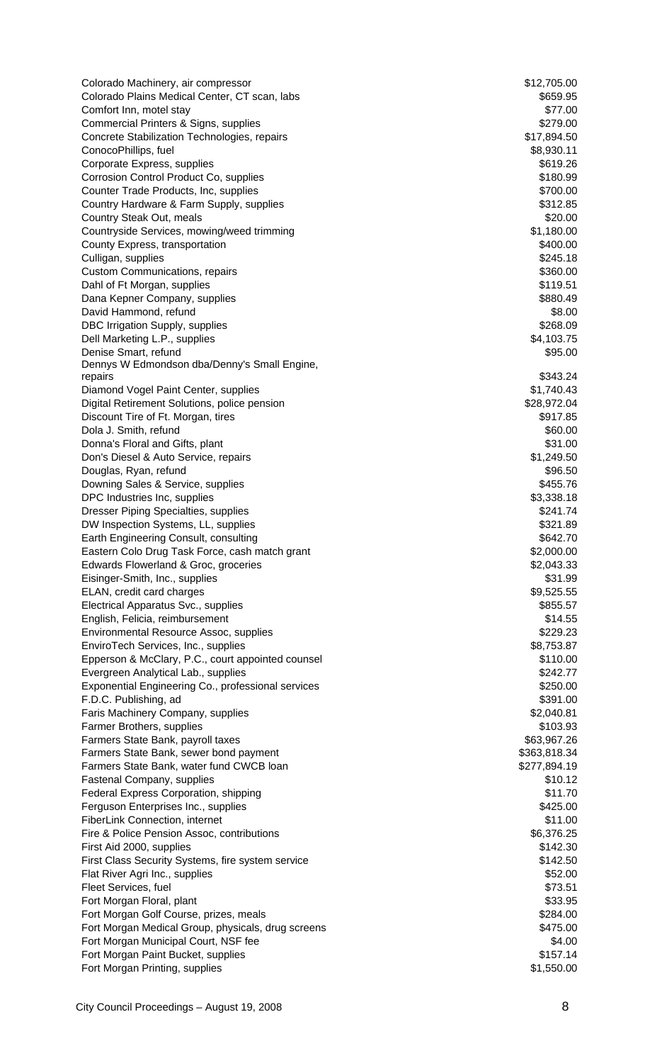| | |
|---|---|
| Colorado Machinery, air compressor | $12,705.00 |
| Colorado Plains Medical Center, CT scan, labs | $659.95 |
| Comfort Inn, motel stay | $77.00 |
| Commercial Printers & Signs, supplies | $279.00 |
| Concrete Stabilization Technologies, repairs | $17,894.50 |
| ConocoPhillips, fuel | $8,930.11 |
| Corporate Express, supplies | $619.26 |
| Corrosion Control Product Co, supplies | $180.99 |
| Counter Trade Products, Inc, supplies | $700.00 |
| Country Hardware & Farm Supply, supplies | $312.85 |
| Country Steak Out, meals | $20.00 |
| Countryside Services, mowing/weed trimming | $1,180.00 |
| County Express, transportation | $400.00 |
| Culligan, supplies | $245.18 |
| Custom Communications, repairs | $360.00 |
| Dahl of Ft Morgan, supplies | $119.51 |
| Dana Kepner Company, supplies | $880.49 |
| David Hammond, refund | $8.00 |
| DBC Irrigation Supply, supplies | $268.09 |
| Dell Marketing L.P., supplies | $4,103.75 |
| Denise Smart, refund | $95.00 |
| Dennys W Edmondson dba/Denny's Small Engine, repairs | $343.24 |
| Diamond Vogel Paint Center, supplies | $1,740.43 |
| Digital Retirement Solutions, police pension | $28,972.04 |
| Discount Tire of Ft. Morgan, tires | $917.85 |
| Dola J. Smith, refund | $60.00 |
| Donna's Floral and Gifts, plant | $31.00 |
| Don's Diesel & Auto Service, repairs | $1,249.50 |
| Douglas, Ryan, refund | $96.50 |
| Downing Sales & Service, supplies | $455.76 |
| DPC Industries Inc, supplies | $3,338.18 |
| Dresser Piping Specialties, supplies | $241.74 |
| DW Inspection Systems, LL, supplies | $321.89 |
| Earth Engineering Consult, consulting | $642.70 |
| Eastern Colo Drug Task Force, cash match grant | $2,000.00 |
| Edwards Flowerland & Groc, groceries | $2,043.33 |
| Eisinger-Smith, Inc., supplies | $31.99 |
| ELAN, credit card charges | $9,525.55 |
| Electrical Apparatus Svc., supplies | $855.57 |
| English, Felicia, reimbursement | $14.55 |
| Environmental Resource Assoc, supplies | $229.23 |
| EnviroTech Services, Inc., supplies | $8,753.87 |
| Epperson & McClary, P.C., court appointed counsel | $110.00 |
| Evergreen Analytical Lab., supplies | $242.77 |
| Exponential Engineering Co., professional services | $250.00 |
| F.D.C. Publishing, ad | $391.00 |
| Faris Machinery Company, supplies | $2,040.81 |
| Farmer Brothers, supplies | $103.93 |
| Farmers State Bank, payroll taxes | $63,967.26 |
| Farmers State Bank, sewer bond payment | $363,818.34 |
| Farmers State Bank, water fund CWCB loan | $277,894.19 |
| Fastenal Company, supplies | $10.12 |
| Federal Express Corporation, shipping | $11.70 |
| Ferguson Enterprises Inc., supplies | $425.00 |
| FiberLink Connection, internet | $11.00 |
| Fire & Police Pension Assoc, contributions | $6,376.25 |
| First Aid 2000, supplies | $142.30 |
| First Class Security Systems, fire system service | $142.50 |
| Flat River Agri Inc., supplies | $52.00 |
| Fleet Services, fuel | $73.51 |
| Fort Morgan Floral, plant | $33.95 |
| Fort Morgan Golf Course, prizes, meals | $284.00 |
| Fort Morgan Medical Group, physicals, drug screens | $475.00 |
| Fort Morgan Municipal Court, NSF fee | $4.00 |
| Fort Morgan Paint Bucket, supplies | $157.14 |
| Fort Morgan Printing, supplies | $1,550.00 |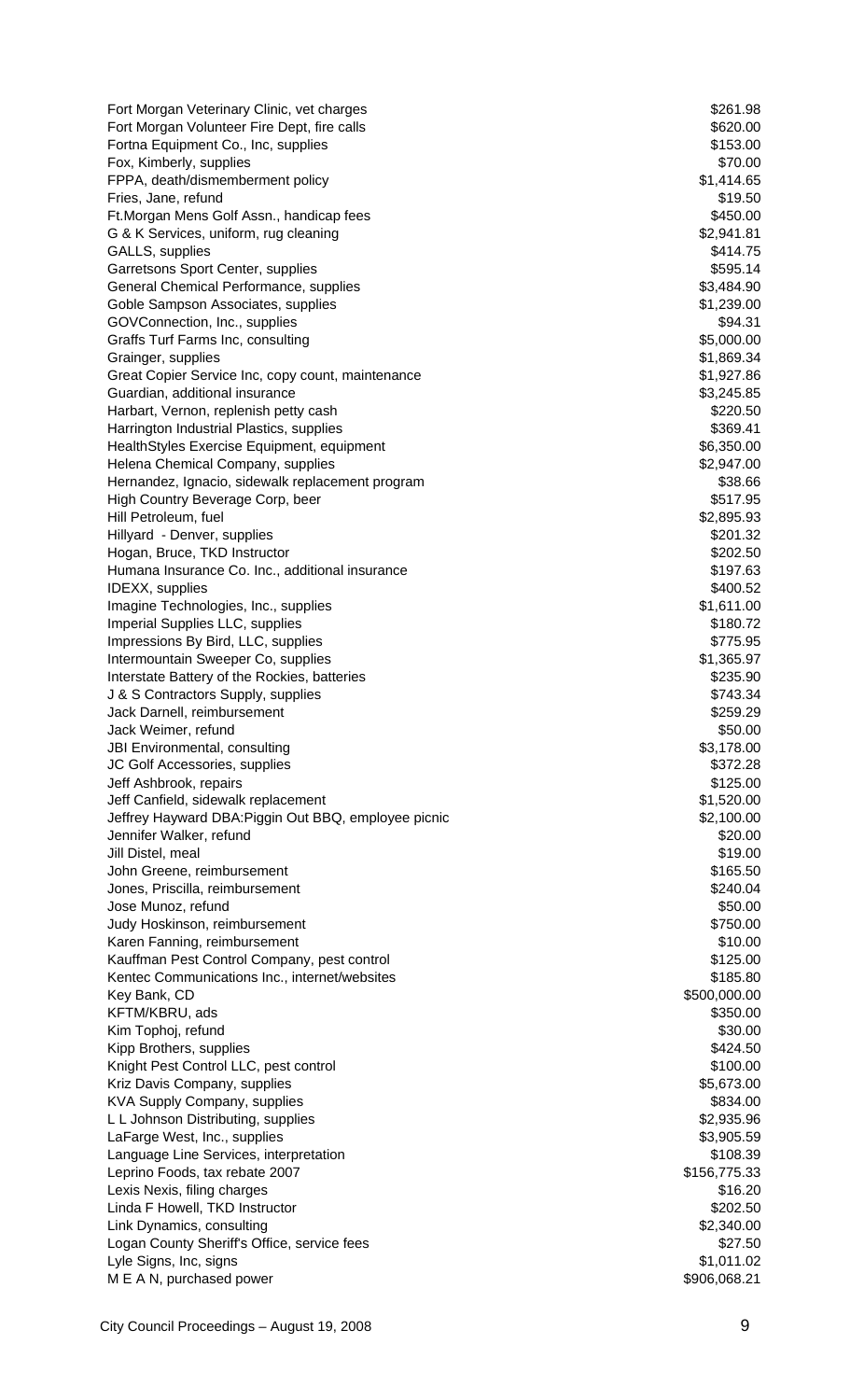| | |
|---|---|
| Fort Morgan Veterinary Clinic, vet charges | $261.98 |
| Fort Morgan Volunteer Fire Dept, fire calls | $620.00 |
| Fortna Equipment Co., Inc, supplies | $153.00 |
| Fox, Kimberly, supplies | $70.00 |
| FPPA, death/dismemberment policy | $1,414.65 |
| Fries, Jane, refund | $19.50 |
| Ft.Morgan Mens Golf Assn., handicap fees | $450.00 |
| G & K Services, uniform, rug cleaning | $2,941.81 |
| GALLS, supplies | $414.75 |
| Garretsons Sport Center, supplies | $595.14 |
| General Chemical Performance, supplies | $3,484.90 |
| Goble Sampson Associates, supplies | $1,239.00 |
| GOVConnection, Inc., supplies | $94.31 |
| Graffs Turf Farms Inc, consulting | $5,000.00 |
| Grainger, supplies | $1,869.34 |
| Great Copier Service Inc, copy count, maintenance | $1,927.86 |
| Guardian, additional insurance | $3,245.85 |
| Harbart, Vernon, replenish petty cash | $220.50 |
| Harrington Industrial Plastics, supplies | $369.41 |
| HealthStyles Exercise Equipment, equipment | $6,350.00 |
| Helena Chemical Company, supplies | $2,947.00 |
| Hernandez, Ignacio, sidewalk replacement program | $38.66 |
| High Country Beverage Corp, beer | $517.95 |
| Hill Petroleum, fuel | $2,895.93 |
| Hillyard - Denver, supplies | $201.32 |
| Hogan, Bruce, TKD Instructor | $202.50 |
| Humana Insurance Co. Inc., additional insurance | $197.63 |
| IDEXX, supplies | $400.52 |
| Imagine Technologies, Inc., supplies | $1,611.00 |
| Imperial Supplies LLC, supplies | $180.72 |
| Impressions By Bird, LLC, supplies | $775.95 |
| Intermountain Sweeper Co, supplies | $1,365.97 |
| Interstate Battery of the Rockies, batteries | $235.90 |
| J & S Contractors Supply, supplies | $743.34 |
| Jack Darnell, reimbursement | $259.29 |
| Jack Weimer, refund | $50.00 |
| JBI Environmental, consulting | $3,178.00 |
| JC Golf Accessories, supplies | $372.28 |
| Jeff Ashbrook, repairs | $125.00 |
| Jeff Canfield, sidewalk replacement | $1,520.00 |
| Jeffrey Hayward DBA:Piggin Out BBQ, employee picnic | $2,100.00 |
| Jennifer Walker, refund | $20.00 |
| Jill Distel, meal | $19.00 |
| John Greene, reimbursement | $165.50 |
| Jones, Priscilla, reimbursement | $240.04 |
| Jose Munoz, refund | $50.00 |
| Judy Hoskinson, reimbursement | $750.00 |
| Karen Fanning, reimbursement | $10.00 |
| Kauffman Pest Control Company, pest control | $125.00 |
| Kentec Communications Inc., internet/websites | $185.80 |
| Key Bank, CD | $500,000.00 |
| KFTM/KBRU, ads | $350.00 |
| Kim Tophoj, refund | $30.00 |
| Kipp Brothers, supplies | $424.50 |
| Knight Pest Control LLC, pest control | $100.00 |
| Kriz Davis Company, supplies | $5,673.00 |
| KVA Supply Company, supplies | $834.00 |
| L L Johnson Distributing, supplies | $2,935.96 |
| LaFarge West, Inc., supplies | $3,905.59 |
| Language Line Services, interpretation | $108.39 |
| Leprino Foods, tax rebate 2007 | $156,775.33 |
| Lexis Nexis, filing charges | $16.20 |
| Linda F Howell, TKD Instructor | $202.50 |
| Link Dynamics, consulting | $2,340.00 |
| Logan County Sheriff's Office, service fees | $27.50 |
| Lyle Signs, Inc, signs | $1,011.02 |
| M E A N, purchased power | $906,068.21 |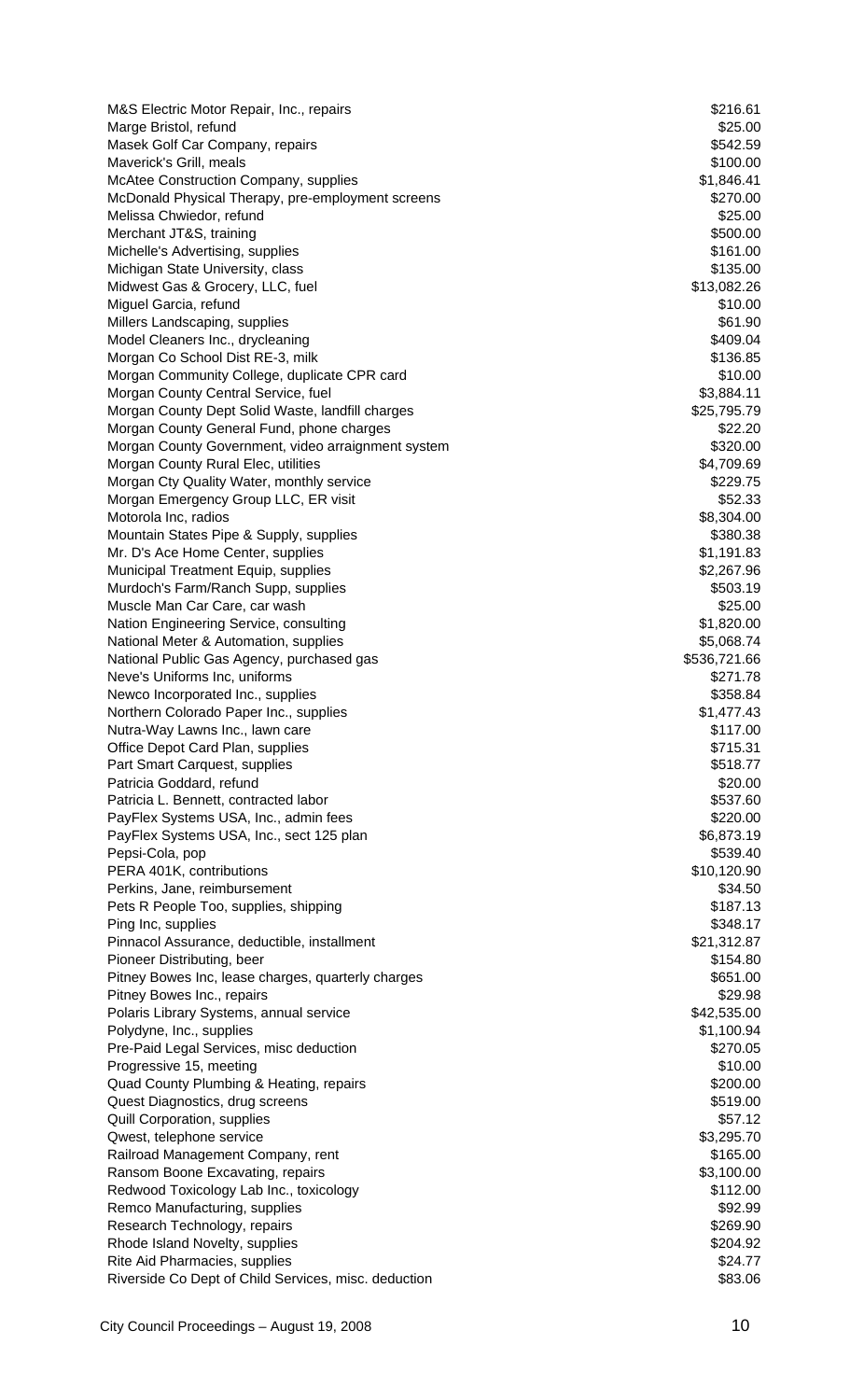| | |
|---|---|
| M&S Electric Motor Repair, Inc., repairs | $216.61 |
| Marge Bristol, refund | $25.00 |
| Masek Golf Car Company, repairs | $542.59 |
| Maverick's Grill, meals | $100.00 |
| McAtee Construction Company, supplies | $1,846.41 |
| McDonald Physical Therapy, pre-employment screens | $270.00 |
| Melissa Chwiedor, refund | $25.00 |
| Merchant JT&S, training | $500.00 |
| Michelle's Advertising, supplies | $161.00 |
| Michigan State University, class | $135.00 |
| Midwest Gas & Grocery, LLC, fuel | $13,082.26 |
| Miguel Garcia, refund | $10.00 |
| Millers Landscaping, supplies | $61.90 |
| Model Cleaners Inc., drycleaning | $409.04 |
| Morgan Co School Dist RE-3, milk | $136.85 |
| Morgan Community College, duplicate CPR card | $10.00 |
| Morgan County Central Service, fuel | $3,884.11 |
| Morgan County Dept Solid Waste, landfill charges | $25,795.79 |
| Morgan County General Fund, phone charges | $22.20 |
| Morgan County Government, video arraignment system | $320.00 |
| Morgan County Rural Elec, utilities | $4,709.69 |
| Morgan Cty Quality Water, monthly service | $229.75 |
| Morgan Emergency Group LLC, ER visit | $52.33 |
| Motorola Inc, radios | $8,304.00 |
| Mountain States Pipe & Supply, supplies | $380.38 |
| Mr. D's Ace Home Center, supplies | $1,191.83 |
| Municipal Treatment Equip, supplies | $2,267.96 |
| Murdoch's Farm/Ranch Supp, supplies | $503.19 |
| Muscle Man Car Care, car wash | $25.00 |
| Nation Engineering Service, consulting | $1,820.00 |
| National Meter & Automation, supplies | $5,068.74 |
| National Public Gas Agency, purchased gas | $536,721.66 |
| Neve's Uniforms Inc, uniforms | $271.78 |
| Newco Incorporated Inc., supplies | $358.84 |
| Northern Colorado Paper Inc., supplies | $1,477.43 |
| Nutra-Way Lawns Inc., lawn care | $117.00 |
| Office Depot Card Plan, supplies | $715.31 |
| Part Smart Carquest, supplies | $518.77 |
| Patricia Goddard, refund | $20.00 |
| Patricia L. Bennett, contracted labor | $537.60 |
| PayFlex Systems USA, Inc., admin fees | $220.00 |
| PayFlex Systems USA, Inc., sect 125 plan | $6,873.19 |
| Pepsi-Cola, pop | $539.40 |
| PERA 401K, contributions | $10,120.90 |
| Perkins, Jane, reimbursement | $34.50 |
| Pets R People Too, supplies, shipping | $187.13 |
| Ping Inc, supplies | $348.17 |
| Pinnacol Assurance, deductible, installment | $21,312.87 |
| Pioneer Distributing, beer | $154.80 |
| Pitney Bowes Inc, lease charges, quarterly charges | $651.00 |
| Pitney Bowes Inc., repairs | $29.98 |
| Polaris Library Systems, annual service | $42,535.00 |
| Polydyne, Inc., supplies | $1,100.94 |
| Pre-Paid Legal Services, misc deduction | $270.05 |
| Progressive 15, meeting | $10.00 |
| Quad County Plumbing & Heating, repairs | $200.00 |
| Quest Diagnostics, drug screens | $519.00 |
| Quill Corporation, supplies | $57.12 |
| Qwest, telephone service | $3,295.70 |
| Railroad Management Company, rent | $165.00 |
| Ransom Boone Excavating, repairs | $3,100.00 |
| Redwood Toxicology Lab Inc., toxicology | $112.00 |
| Remco Manufacturing, supplies | $92.99 |
| Research Technology, repairs | $269.90 |
| Rhode Island Novelty, supplies | $204.92 |
| Rite Aid Pharmacies, supplies | $24.77 |
| Riverside Co Dept of Child Services, misc. deduction | $83.06 |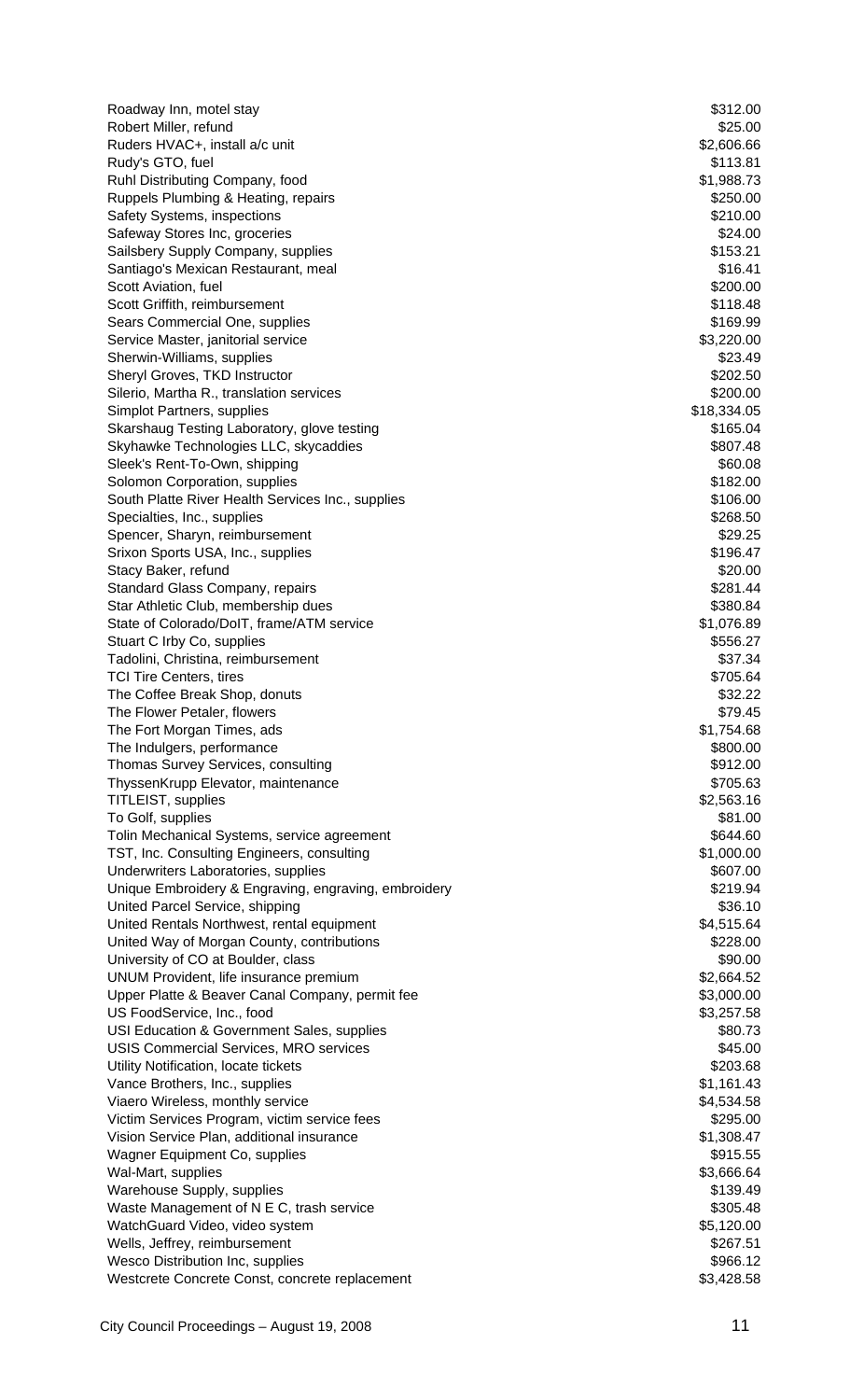| | |
|---|---|
| Roadway Inn, motel stay | $312.00 |
| Robert Miller, refund | $25.00 |
| Ruders HVAC+, install a/c unit | $2,606.66 |
| Rudy's GTO, fuel | $113.81 |
| Ruhl Distributing Company, food | $1,988.73 |
| Ruppels Plumbing & Heating, repairs | $250.00 |
| Safety Systems, inspections | $210.00 |
| Safeway Stores Inc, groceries | $24.00 |
| Sailsbery Supply Company, supplies | $153.21 |
| Santiago's Mexican Restaurant, meal | $16.41 |
| Scott Aviation, fuel | $200.00 |
| Scott Griffith, reimbursement | $118.48 |
| Sears Commercial One, supplies | $169.99 |
| Service Master, janitorial service | $3,220.00 |
| Sherwin-Williams, supplies | $23.49 |
| Sheryl Groves, TKD Instructor | $202.50 |
| Silerio, Martha R., translation services | $200.00 |
| Simplot Partners, supplies | $18,334.05 |
| Skarshaug Testing Laboratory, glove testing | $165.04 |
| Skyhawke Technologies LLC, skycaddies | $807.48 |
| Sleek's Rent-To-Own, shipping | $60.08 |
| Solomon Corporation, supplies | $182.00 |
| South Platte River Health Services Inc., supplies | $106.00 |
| Specialties, Inc., supplies | $268.50 |
| Spencer, Sharyn, reimbursement | $29.25 |
| Srixon Sports USA, Inc., supplies | $196.47 |
| Stacy Baker, refund | $20.00 |
| Standard Glass Company, repairs | $281.44 |
| Star Athletic Club, membership dues | $380.84 |
| State of Colorado/DoIT, frame/ATM service | $1,076.89 |
| Stuart C Irby Co, supplies | $556.27 |
| Tadolini, Christina, reimbursement | $37.34 |
| TCI Tire Centers, tires | $705.64 |
| The Coffee Break Shop, donuts | $32.22 |
| The Flower Petaler, flowers | $79.45 |
| The Fort Morgan Times, ads | $1,754.68 |
| The Indulgers, performance | $800.00 |
| Thomas Survey Services, consulting | $912.00 |
| ThyssenKrupp Elevator, maintenance | $705.63 |
| TITLEIST, supplies | $2,563.16 |
| To Golf, supplies | $81.00 |
| Tolin Mechanical Systems, service agreement | $644.60 |
| TST, Inc. Consulting Engineers, consulting | $1,000.00 |
| Underwriters Laboratories, supplies | $607.00 |
| Unique Embroidery & Engraving, engraving, embroidery | $219.94 |
| United Parcel Service, shipping | $36.10 |
| United Rentals Northwest, rental equipment | $4,515.64 |
| United Way of Morgan County, contributions | $228.00 |
| University of CO at Boulder, class | $90.00 |
| UNUM Provident, life insurance premium | $2,664.52 |
| Upper Platte & Beaver Canal Company, permit fee | $3,000.00 |
| US FoodService, Inc., food | $3,257.58 |
| USI Education & Government Sales, supplies | $80.73 |
| USIS Commercial Services, MRO services | $45.00 |
| Utility Notification, locate tickets | $203.68 |
| Vance Brothers, Inc., supplies | $1,161.43 |
| Viaero Wireless, monthly service | $4,534.58 |
| Victim Services Program, victim service fees | $295.00 |
| Vision Service Plan, additional insurance | $1,308.47 |
| Wagner Equipment Co, supplies | $915.55 |
| Wal-Mart, supplies | $3,666.64 |
| Warehouse Supply, supplies | $139.49 |
| Waste Management of N E C, trash service | $305.48 |
| WatchGuard Video, video system | $5,120.00 |
| Wells, Jeffrey, reimbursement | $267.51 |
| Wesco Distribution Inc, supplies | $966.12 |
| Westcrete Concrete Const, concrete replacement | $3,428.58 |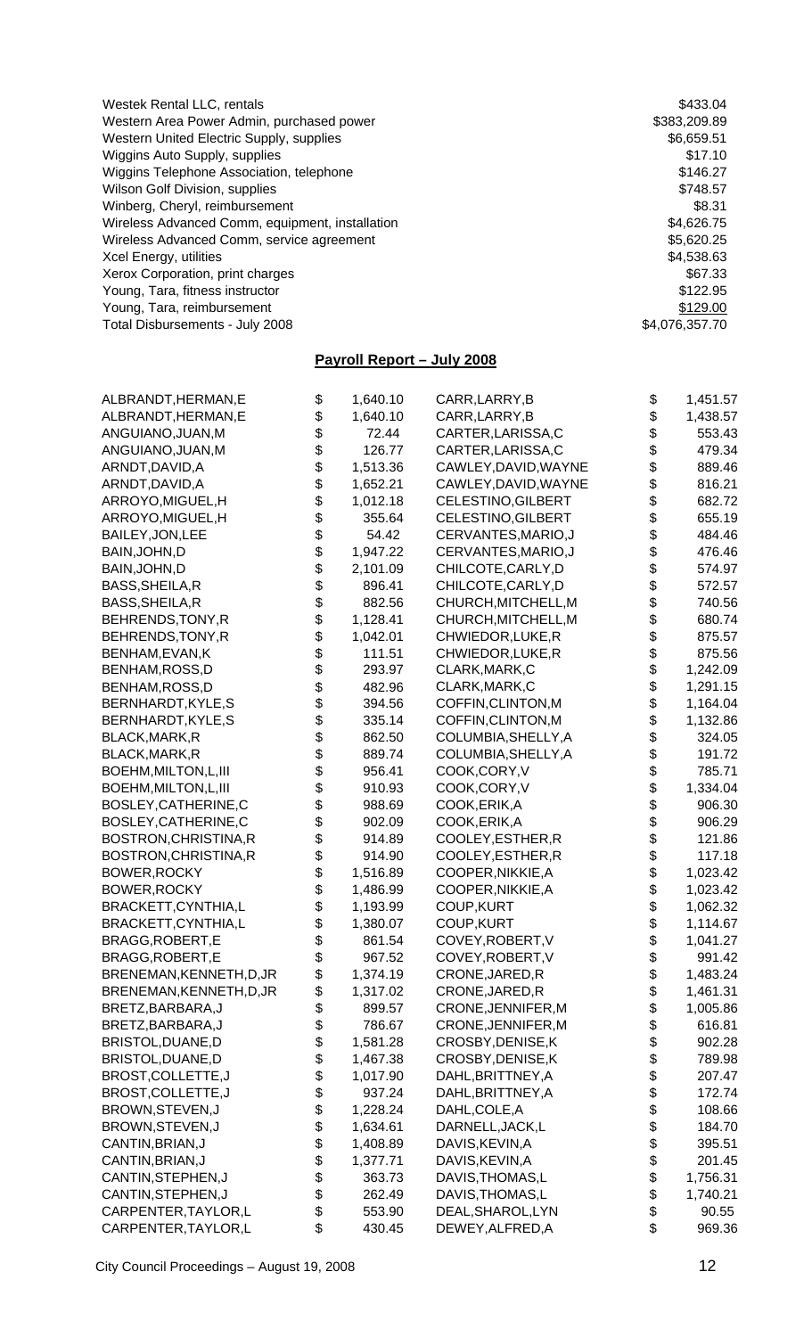| | |
|---|---|
| Westek Rental LLC, rentals | $433.04 |
| Western Area Power Admin, purchased power | $383,209.89 |
| Western United Electric Supply, supplies | $6,659.51 |
| Wiggins Auto Supply, supplies | $17.10 |
| Wiggins Telephone Association, telephone | $146.27 |
| Wilson Golf Division, supplies | $748.57 |
| Winberg, Cheryl, reimbursement | $8.31 |
| Wireless Advanced Comm, equipment, installation | $4,626.75 |
| Wireless Advanced Comm, service agreement | $5,620.25 |
| Xcel Energy, utilities | $4,538.63 |
| Xerox Corporation, print charges | $67.33 |
| Young, Tara, fitness instructor | $122.95 |
| Young, Tara, reimbursement | $129.00 |
| Total Disbursements - July 2008 | $4,076,357.70 |

## Payroll Report – July 2008

| Name | Amount | Name | Amount |
|---|---|---|---|
| ALBRANDT,HERMAN,E | $ 1,640.10 | CARR,LARRY,B | $ 1,451.57 |
| ALBRANDT,HERMAN,E | $ 1,640.10 | CARR,LARRY,B | $ 1,438.57 |
| ANGUIANO,JUAN,M | $ 72.44 | CARTER,LARISSA,C | $ 553.43 |
| ANGUIANO,JUAN,M | $ 126.77 | CARTER,LARISSA,C | $ 479.34 |
| ARNDT,DAVID,A | $ 1,513.36 | CAWLEY,DAVID,WAYNE | $ 889.46 |
| ARNDT,DAVID,A | $ 1,652.21 | CAWLEY,DAVID,WAYNE | $ 816.21 |
| ARROYO,MIGUEL,H | $ 1,012.18 | CELESTINO,GILBERT | $ 682.72 |
| ARROYO,MIGUEL,H | $ 355.64 | CELESTINO,GILBERT | $ 655.19 |
| BAILEY,JON,LEE | $ 54.42 | CERVANTES,MARIO,J | $ 484.46 |
| BAIN,JOHN,D | $ 1,947.22 | CERVANTES,MARIO,J | $ 476.46 |
| BAIN,JOHN,D | $ 2,101.09 | CHILCOTE,CARLY,D | $ 574.97 |
| BASS,SHEILA,R | $ 896.41 | CHILCOTE,CARLY,D | $ 572.57 |
| BASS,SHEILA,R | $ 882.56 | CHURCH,MITCHELL,M | $ 740.56 |
| BEHRENDS,TONY,R | $ 1,128.41 | CHURCH,MITCHELL,M | $ 680.74 |
| BEHRENDS,TONY,R | $ 1,042.01 | CHWIEDOR,LUKE,R | $ 875.57 |
| BENHAM,EVAN,K | $ 111.51 | CHWIEDOR,LUKE,R | $ 875.56 |
| BENHAM,ROSS,D | $ 293.97 | CLARK,MARK,C | $ 1,242.09 |
| BENHAM,ROSS,D | $ 482.96 | CLARK,MARK,C | $ 1,291.15 |
| BERNHARDT,KYLE,S | $ 394.56 | COFFIN,CLINTON,M | $ 1,164.04 |
| BERNHARDT,KYLE,S | $ 335.14 | COFFIN,CLINTON,M | $ 1,132.86 |
| BLACK,MARK,R | $ 862.50 | COLUMBIA,SHELLY,A | $ 324.05 |
| BLACK,MARK,R | $ 889.74 | COLUMBIA,SHELLY,A | $ 191.72 |
| BOEHM,MILTON,L,III | $ 956.41 | COOK,CORY,V | $ 785.71 |
| BOEHM,MILTON,L,III | $ 910.93 | COOK,CORY,V | $ 1,334.04 |
| BOSLEY,CATHERINE,C | $ 988.69 | COOK,ERIK,A | $ 906.30 |
| BOSLEY,CATHERINE,C | $ 902.09 | COOK,ERIK,A | $ 906.29 |
| BOSTRON,CHRISTINA,R | $ 914.89 | COOLEY,ESTHER,R | $ 121.86 |
| BOSTRON,CHRISTINA,R | $ 914.90 | COOLEY,ESTHER,R | $ 117.18 |
| BOWER,ROCKY | $ 1,516.89 | COOPER,NIKKIE,A | $ 1,023.42 |
| BOWER,ROCKY | $ 1,486.99 | COOPER,NIKKIE,A | $ 1,023.42 |
| BRACKETT,CYNTHIA,L | $ 1,193.99 | COUP,KURT | $ 1,062.32 |
| BRACKETT,CYNTHIA,L | $ 1,380.07 | COUP,KURT | $ 1,114.67 |
| BRAGG,ROBERT,E | $ 861.54 | COVEY,ROBERT,V | $ 1,041.27 |
| BRAGG,ROBERT,E | $ 967.52 | COVEY,ROBERT,V | $ 991.42 |
| BRENEMAN,KENNETH,D,JR | $ 1,374.19 | CRONE,JARED,R | $ 1,483.24 |
| BRENEMAN,KENNETH,D,JR | $ 1,317.02 | CRONE,JARED,R | $ 1,461.31 |
| BRETZ,BARBARA,J | $ 899.57 | CRONE,JENNIFER,M | $ 1,005.86 |
| BRETZ,BARBARA,J | $ 786.67 | CRONE,JENNIFER,M | $ 616.81 |
| BRISTOL,DUANE,D | $ 1,581.28 | CROSBY,DENISE,K | $ 902.28 |
| BRISTOL,DUANE,D | $ 1,467.38 | CROSBY,DENISE,K | $ 789.98 |
| BROST,COLLETTE,J | $ 1,017.90 | DAHL,BRITTNEY,A | $ 207.47 |
| BROST,COLLETTE,J | $ 937.24 | DAHL,BRITTNEY,A | $ 172.74 |
| BROWN,STEVEN,J | $ 1,228.24 | DAHL,COLE,A | $ 108.66 |
| BROWN,STEVEN,J | $ 1,634.61 | DARNELL,JACK,L | $ 184.70 |
| CANTIN,BRIAN,J | $ 1,408.89 | DAVIS,KEVIN,A | $ 395.51 |
| CANTIN,BRIAN,J | $ 1,377.71 | DAVIS,KEVIN,A | $ 201.45 |
| CANTIN,STEPHEN,J | $ 363.73 | DAVIS,THOMAS,L | $ 1,756.31 |
| CANTIN,STEPHEN,J | $ 262.49 | DAVIS,THOMAS,L | $ 1,740.21 |
| CARPENTER,TAYLOR,L | $ 553.90 | DEAL,SHAROL,LYN | $ 90.55 |
| CARPENTER,TAYLOR,L | $ 430.45 | DEWEY,ALFRED,A | $ 969.36 |

City Council Proceedings – August 19, 2008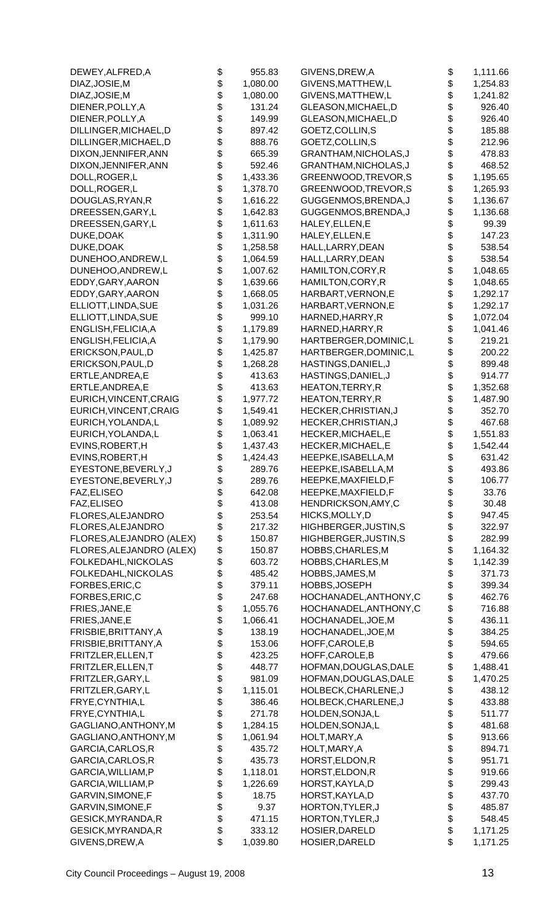| | | |
|---|---|---|
| DEWEY,ALFRED,A | $ | 955.83 |
| DIAZ,JOSIE,M | $ | 1,080.00 |
| DIAZ,JOSIE,M | $ | 1,080.00 |
| DIENER,POLLY,A | $ | 131.24 |
| DIENER,POLLY,A | $ | 149.99 |
| DILLINGER,MICHAEL,D | $ | 897.42 |
| DILLINGER,MICHAEL,D | $ | 888.76 |
| DIXON,JENNIFER,ANN | $ | 665.39 |
| DIXON,JENNIFER,ANN | $ | 592.46 |
| DOLL,ROGER,L | $ | 1,433.36 |
| DOLL,ROGER,L | $ | 1,378.70 |
| DOUGLAS,RYAN,R | $ | 1,616.22 |
| DREESSEN,GARY,L | $ | 1,642.83 |
| DREESSEN,GARY,L | $ | 1,611.63 |
| DUKE,DOAK | $ | 1,311.90 |
| DUKE,DOAK | $ | 1,258.58 |
| DUNEHOO,ANDREW,L | $ | 1,064.59 |
| DUNEHOO,ANDREW,L | $ | 1,007.62 |
| EDDY,GARY,AARON | $ | 1,639.66 |
| EDDY,GARY,AARON | $ | 1,668.05 |
| ELLIOTT,LINDA,SUE | $ | 1,031.26 |
| ELLIOTT,LINDA,SUE | $ | 999.10 |
| ENGLISH,FELICIA,A | $ | 1,179.89 |
| ENGLISH,FELICIA,A | $ | 1,179.90 |
| ERICKSON,PAUL,D | $ | 1,425.87 |
| ERICKSON,PAUL,D | $ | 1,268.28 |
| ERTLE,ANDREA,E | $ | 413.63 |
| ERTLE,ANDREA,E | $ | 413.63 |
| EURICH,VINCENT,CRAIG | $ | 1,977.72 |
| EURICH,VINCENT,CRAIG | $ | 1,549.41 |
| EURICH,YOLANDA,L | $ | 1,089.92 |
| EURICH,YOLANDA,L | $ | 1,063.41 |
| EVINS,ROBERT,H | $ | 1,437.43 |
| EVINS,ROBERT,H | $ | 1,424.43 |
| EYESTONE,BEVERLY,J | $ | 289.76 |
| EYESTONE,BEVERLY,J | $ | 289.76 |
| FAZ,ELISEO | $ | 642.08 |
| FAZ,ELISEO | $ | 413.08 |
| FLORES,ALEJANDRO | $ | 253.54 |
| FLORES,ALEJANDRO | $ | 217.32 |
| FLORES,ALEJANDRO (ALEX) | $ | 150.87 |
| FLORES,ALEJANDRO (ALEX) | $ | 150.87 |
| FOLKEDAHL,NICKOLAS | $ | 603.72 |
| FOLKEDAHL,NICKOLAS | $ | 485.42 |
| FORBES,ERIC,C | $ | 379.11 |
| FORBES,ERIC,C | $ | 247.68 |
| FRIES,JANE,E | $ | 1,055.76 |
| FRIES,JANE,E | $ | 1,066.41 |
| FRISBIE,BRITTANY,A | $ | 138.19 |
| FRISBIE,BRITTANY,A | $ | 153.06 |
| FRITZLER,ELLEN,T | $ | 423.25 |
| FRITZLER,ELLEN,T | $ | 448.77 |
| FRITZLER,GARY,L | $ | 981.09 |
| FRITZLER,GARY,L | $ | 1,115.01 |
| FRYE,CYNTHIA,L | $ | 386.46 |
| FRYE,CYNTHIA,L | $ | 271.78 |
| GAGLIANO,ANTHONY,M | $ | 1,284.15 |
| GAGLIANO,ANTHONY,M | $ | 1,061.94 |
| GARCIA,CARLOS,R | $ | 435.72 |
| GARCIA,CARLOS,R | $ | 435.73 |
| GARCIA,WILLIAM,P | $ | 1,118.01 |
| GARCIA,WILLIAM,P | $ | 1,226.69 |
| GARVIN,SIMONE,F | $ | 18.75 |
| GARVIN,SIMONE,F | $ | 9.37 |
| GESICK,MYRANDA,R | $ | 471.15 |
| GESICK,MYRANDA,R | $ | 333.12 |
| GIVENS,DREW,A | $ | 1,039.80 |
| GIVENS,DREW,A | $ | 1,111.66 |
| GIVENS,MATTHEW,L | $ | 1,254.83 |
| GIVENS,MATTHEW,L | $ | 1,241.82 |
| GLEASON,MICHAEL,D | $ | 926.40 |
| GLEASON,MICHAEL,D | $ | 926.40 |
| GOETZ,COLLIN,S | $ | 185.88 |
| GOETZ,COLLIN,S | $ | 212.96 |
| GRANTHAM,NICHOLAS,J | $ | 478.83 |
| GRANTHAM,NICHOLAS,J | $ | 468.52 |
| GREENWOOD,TREVOR,S | $ | 1,195.65 |
| GREENWOOD,TREVOR,S | $ | 1,265.93 |
| GUGGENMOS,BRENDA,J | $ | 1,136.67 |
| GUGGENMOS,BRENDA,J | $ | 1,136.68 |
| HALEY,ELLEN,E | $ | 99.39 |
| HALEY,ELLEN,E | $ | 147.23 |
| HALL,LARRY,DEAN | $ | 538.54 |
| HALL,LARRY,DEAN | $ | 538.54 |
| HAMILTON,CORY,R | $ | 1,048.65 |
| HAMILTON,CORY,R | $ | 1,048.65 |
| HARBART,VERNON,E | $ | 1,292.17 |
| HARBART,VERNON,E | $ | 1,292.17 |
| HARNED,HARRY,R | $ | 1,072.04 |
| HARNED,HARRY,R | $ | 1,041.46 |
| HARTBERGER,DOMINIC,L | $ | 219.21 |
| HARTBERGER,DOMINIC,L | $ | 200.22 |
| HASTINGS,DANIEL,J | $ | 899.48 |
| HASTINGS,DANIEL,J | $ | 914.77 |
| HEATON,TERRY,R | $ | 1,352.68 |
| HEATON,TERRY,R | $ | 1,487.90 |
| HECKER,CHRISTIAN,J | $ | 352.70 |
| HECKER,CHRISTIAN,J | $ | 467.68 |
| HECKER,MICHAEL,E | $ | 1,551.83 |
| HECKER,MICHAEL,E | $ | 1,542.44 |
| HEEPKE,ISABELLA,M | $ | 631.42 |
| HEEPKE,ISABELLA,M | $ | 493.86 |
| HEEPKE,MAXFIELD,F | $ | 106.77 |
| HEEPKE,MAXFIELD,F | $ | 33.76 |
| HENDRICKSON,AMY,C | $ | 30.48 |
| HICKS,MOLLY,D | $ | 947.45 |
| HIGHBERGER,JUSTIN,S | $ | 322.97 |
| HIGHBERGER,JUSTIN,S | $ | 282.99 |
| HOBBS,CHARLES,M | $ | 1,164.32 |
| HOBBS,CHARLES,M | $ | 1,142.39 |
| HOBBS,JAMES,M | $ | 371.73 |
| HOBBS,JOSEPH | $ | 399.34 |
| HOCHANADEL,ANTHONY,C | $ | 462.76 |
| HOCHANADEL,ANTHONY,C | $ | 716.88 |
| HOCHANADEL,JOE,M | $ | 436.11 |
| HOCHANADEL,JOE,M | $ | 384.25 |
| HOFF,CAROLE,B | $ | 594.65 |
| HOFF,CAROLE,B | $ | 479.66 |
| HOFMAN,DOUGLAS,DALE | $ | 1,488.41 |
| HOFMAN,DOUGLAS,DALE | $ | 1,470.25 |
| HOLBECK,CHARLENE,J | $ | 438.12 |
| HOLBECK,CHARLENE,J | $ | 433.88 |
| HOLDEN,SONJA,L | $ | 511.77 |
| HOLDEN,SONJA,L | $ | 481.68 |
| HOLT,MARY,A | $ | 913.66 |
| HOLT,MARY,A | $ | 894.71 |
| HORST,ELDON,R | $ | 951.71 |
| HORST,ELDON,R | $ | 919.66 |
| HORST,KAYLA,D | $ | 299.43 |
| HORST,KAYLA,D | $ | 437.70 |
| HORTON,TYLER,J | $ | 485.87 |
| HORTON,TYLER,J | $ | 548.45 |
| HOSIER,DARELD | $ | 1,171.25 |
| HOSIER,DARELD | $ | 1,171.25 |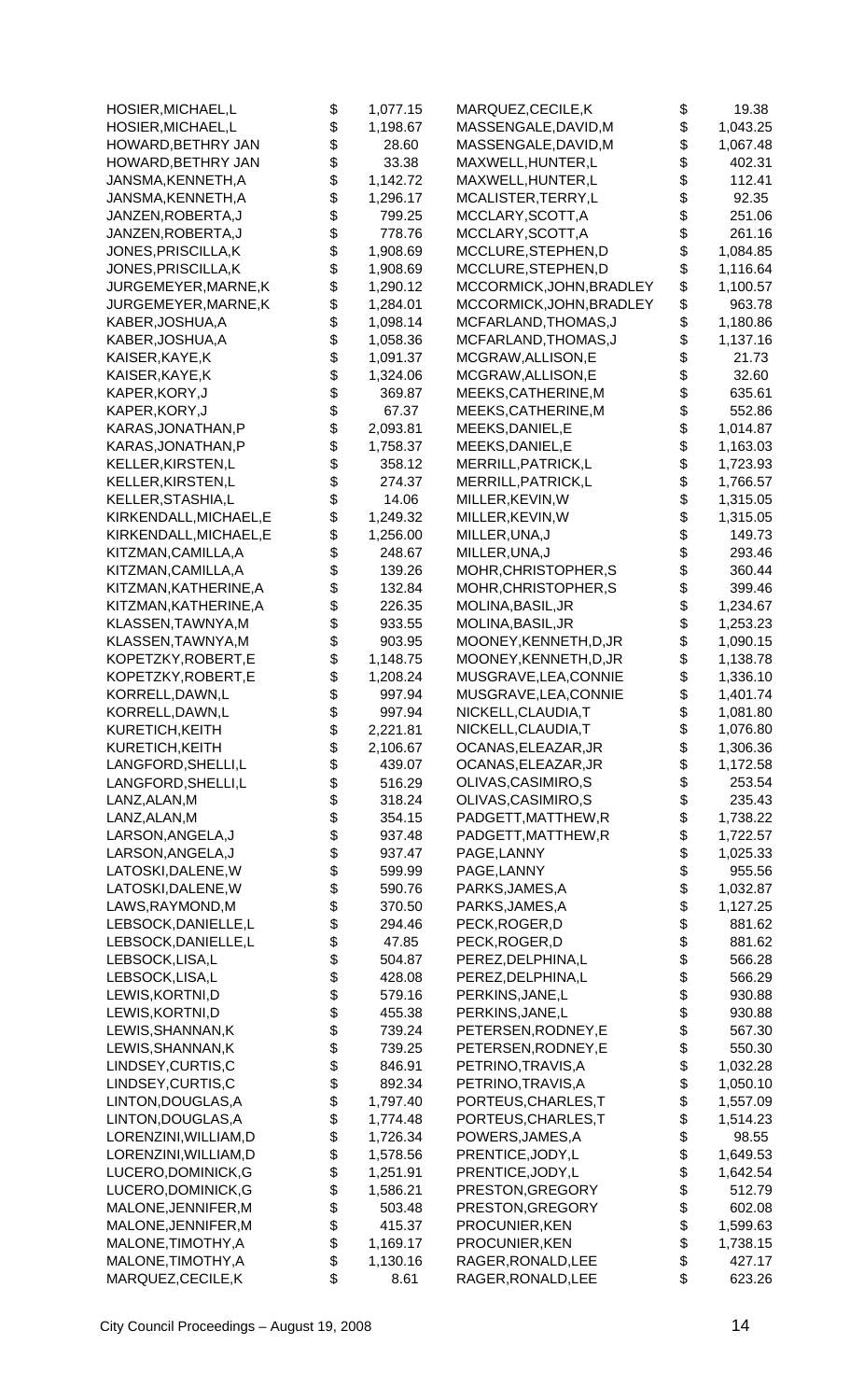| Name | | Amount |
|---|---|---|
| HOSIER,MICHAEL,L | $ | 1,077.15 |
| HOSIER,MICHAEL,L | $ | 1,198.67 |
| HOWARD,BETHRY JAN | $ | 28.60 |
| HOWARD,BETHRY JAN | $ | 33.38 |
| JANSMA,KENNETH,A | $ | 1,142.72 |
| JANSMA,KENNETH,A | $ | 1,296.17 |
| JANZEN,ROBERTA,J | $ | 799.25 |
| JANZEN,ROBERTA,J | $ | 778.76 |
| JONES,PRISCILLA,K | $ | 1,908.69 |
| JONES,PRISCILLA,K | $ | 1,908.69 |
| JURGEMEYER,MARNE,K | $ | 1,290.12 |
| JURGEMEYER,MARNE,K | $ | 1,284.01 |
| KABER,JOSHUA,A | $ | 1,098.14 |
| KABER,JOSHUA,A | $ | 1,058.36 |
| KAISER,KAYE,K | $ | 1,091.37 |
| KAISER,KAYE,K | $ | 1,324.06 |
| KAPER,KORY,J | $ | 369.87 |
| KAPER,KORY,J | $ | 67.37 |
| KARAS,JONATHAN,P | $ | 2,093.81 |
| KARAS,JONATHAN,P | $ | 1,758.37 |
| KELLER,KIRSTEN,L | $ | 358.12 |
| KELLER,KIRSTEN,L | $ | 274.37 |
| KELLER,STASHIA,L | $ | 14.06 |
| KIRKENDALL,MICHAEL,E | $ | 1,249.32 |
| KIRKENDALL,MICHAEL,E | $ | 1,256.00 |
| KITZMAN,CAMILLA,A | $ | 248.67 |
| KITZMAN,CAMILLA,A | $ | 139.26 |
| KITZMAN,KATHERINE,A | $ | 132.84 |
| KITZMAN,KATHERINE,A | $ | 226.35 |
| KLASSEN,TAWNYA,M | $ | 933.55 |
| KLASSEN,TAWNYA,M | $ | 903.95 |
| KOPETZKY,ROBERT,E | $ | 1,148.75 |
| KOPETZKY,ROBERT,E | $ | 1,208.24 |
| KORRELL,DAWN,L | $ | 997.94 |
| KORRELL,DAWN,L | $ | 997.94 |
| KURETICH,KEITH | $ | 2,221.81 |
| KURETICH,KEITH | $ | 2,106.67 |
| LANGFORD,SHELLI,L | $ | 439.07 |
| LANGFORD,SHELLI,L | $ | 516.29 |
| LANZ,ALAN,M | $ | 318.24 |
| LANZ,ALAN,M | $ | 354.15 |
| LARSON,ANGELA,J | $ | 937.48 |
| LARSON,ANGELA,J | $ | 937.47 |
| LATOSKI,DALENE,W | $ | 599.99 |
| LATOSKI,DALENE,W | $ | 590.76 |
| LAWS,RAYMOND,M | $ | 370.50 |
| LEBSOCK,DANIELLE,L | $ | 294.46 |
| LEBSOCK,DANIELLE,L | $ | 47.85 |
| LEBSOCK,LISA,L | $ | 504.87 |
| LEBSOCK,LISA,L | $ | 428.08 |
| LEWIS,KORTNI,D | $ | 579.16 |
| LEWIS,KORTNI,D | $ | 455.38 |
| LEWIS,SHANNAN,K | $ | 739.24 |
| LEWIS,SHANNAN,K | $ | 739.25 |
| LINDSEY,CURTIS,C | $ | 846.91 |
| LINDSEY,CURTIS,C | $ | 892.34 |
| LINTON,DOUGLAS,A | $ | 1,797.40 |
| LINTON,DOUGLAS,A | $ | 1,774.48 |
| LORENZINI,WILLIAM,D | $ | 1,726.34 |
| LORENZINI,WILLIAM,D | $ | 1,578.56 |
| LUCERO,DOMINICK,G | $ | 1,251.91 |
| LUCERO,DOMINICK,G | $ | 1,586.21 |
| MALONE,JENNIFER,M | $ | 503.48 |
| MALONE,JENNIFER,M | $ | 415.37 |
| MALONE,TIMOTHY,A | $ | 1,169.17 |
| MALONE,TIMOTHY,A | $ | 1,130.16 |
| MARQUEZ,CECILE,K | $ | 8.61 |
| MARQUEZ,CECILE,K | $ | 19.38 |
| MASSENGALE,DAVID,M | $ | 1,043.25 |
| MASSENGALE,DAVID,M | $ | 1,067.48 |
| MAXWELL,HUNTER,L | $ | 402.31 |
| MAXWELL,HUNTER,L | $ | 112.41 |
| MCALISTER,TERRY,L | $ | 92.35 |
| MCCLARY,SCOTT,A | $ | 251.06 |
| MCCLARY,SCOTT,A | $ | 261.16 |
| MCCLURE,STEPHEN,D | $ | 1,084.85 |
| MCCLURE,STEPHEN,D | $ | 1,116.64 |
| MCCORMICK,JOHN,BRADLEY | $ | 1,100.57 |
| MCCORMICK,JOHN,BRADLEY | $ | 963.78 |
| MCFARLAND,THOMAS,J | $ | 1,180.86 |
| MCFARLAND,THOMAS,J | $ | 1,137.16 |
| MCGRAW,ALLISON,E | $ | 21.73 |
| MCGRAW,ALLISON,E | $ | 32.60 |
| MEEKS,CATHERINE,M | $ | 635.61 |
| MEEKS,CATHERINE,M | $ | 552.86 |
| MEEKS,DANIEL,E | $ | 1,014.87 |
| MEEKS,DANIEL,E | $ | 1,163.03 |
| MERRILL,PATRICK,L | $ | 1,723.93 |
| MERRILL,PATRICK,L | $ | 1,766.57 |
| MILLER,KEVIN,W | $ | 1,315.05 |
| MILLER,KEVIN,W | $ | 1,315.05 |
| MILLER,UNA,J | $ | 149.73 |
| MILLER,UNA,J | $ | 293.46 |
| MOHR,CHRISTOPHER,S | $ | 360.44 |
| MOHR,CHRISTOPHER,S | $ | 399.46 |
| MOLINA,BASIL,JR | $ | 1,234.67 |
| MOLINA,BASIL,JR | $ | 1,253.23 |
| MOONEY,KENNETH,D,JR | $ | 1,090.15 |
| MOONEY,KENNETH,D,JR | $ | 1,138.78 |
| MUSGRAVE,LEA,CONNIE | $ | 1,336.10 |
| MUSGRAVE,LEA,CONNIE | $ | 1,401.74 |
| NICKELL,CLAUDIA,T | $ | 1,081.80 |
| NICKELL,CLAUDIA,T | $ | 1,076.80 |
| OCANAS,ELEAZAR,JR | $ | 1,306.36 |
| OCANAS,ELEAZAR,JR | $ | 1,172.58 |
| OLIVAS,CASIMIRO,S | $ | 253.54 |
| OLIVAS,CASIMIRO,S | $ | 235.43 |
| PADGETT,MATTHEW,R | $ | 1,738.22 |
| PADGETT,MATTHEW,R | $ | 1,722.57 |
| PAGE,LANNY | $ | 1,025.33 |
| PAGE,LANNY | $ | 955.56 |
| PARKS,JAMES,A | $ | 1,032.87 |
| PARKS,JAMES,A | $ | 1,127.25 |
| PECK,ROGER,D | $ | 881.62 |
| PECK,ROGER,D | $ | 881.62 |
| PEREZ,DELPHINA,L | $ | 566.28 |
| PEREZ,DELPHINA,L | $ | 566.29 |
| PERKINS,JANE,L | $ | 930.88 |
| PERKINS,JANE,L | $ | 930.88 |
| PETERSEN,RODNEY,E | $ | 567.30 |
| PETERSEN,RODNEY,E | $ | 550.30 |
| PETRINO,TRAVIS,A | $ | 1,032.28 |
| PETRINO,TRAVIS,A | $ | 1,050.10 |
| PORTEUS,CHARLES,T | $ | 1,557.09 |
| PORTEUS,CHARLES,T | $ | 1,514.23 |
| POWERS,JAMES,A | $ | 98.55 |
| PRENTICE,JODY,L | $ | 1,649.53 |
| PRENTICE,JODY,L | $ | 1,642.54 |
| PRESTON,GREGORY | $ | 512.79 |
| PRESTON,GREGORY | $ | 602.08 |
| PROCUNIER,KEN | $ | 1,599.63 |
| PROCUNIER,KEN | $ | 1,738.15 |
| RAGER,RONALD,LEE | $ | 427.17 |
| RAGER,RONALD,LEE | $ | 623.26 |

City Council Proceedings – August 19, 2008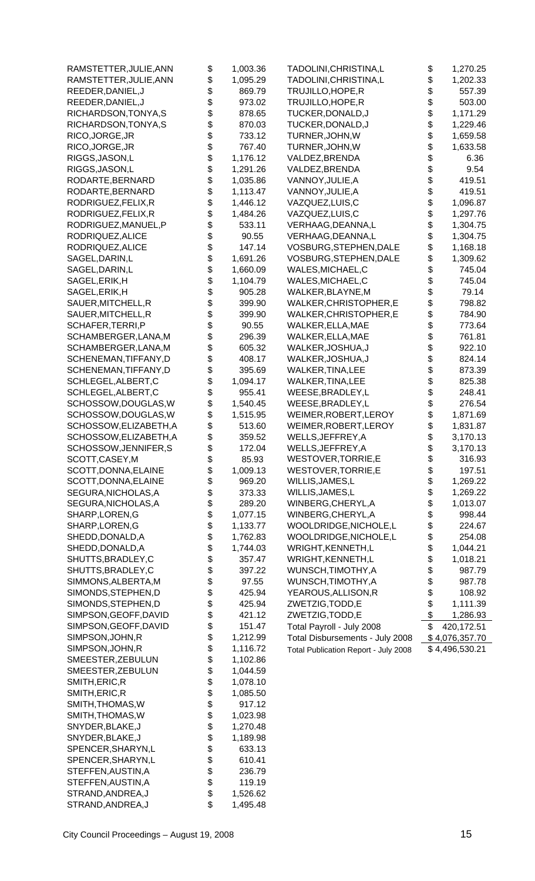| Name | | Amount |
|---|---|---|
| RAMSTETTER,JULIE,ANN | $ | 1,003.36 |
| RAMSTETTER,JULIE,ANN | $ | 1,095.29 |
| REEDER,DANIEL,J | $ | 869.79 |
| REEDER,DANIEL,J | $ | 973.02 |
| RICHARDSON,TONYA,S | $ | 878.65 |
| RICHARDSON,TONYA,S | $ | 870.03 |
| RICO,JORGE,JR | $ | 733.12 |
| RICO,JORGE,JR | $ | 767.40 |
| RIGGS,JASON,L | $ | 1,176.12 |
| RIGGS,JASON,L | $ | 1,291.26 |
| RODARTE,BERNARD | $ | 1,035.86 |
| RODARTE,BERNARD | $ | 1,113.47 |
| RODRIGUEZ,FELIX,R | $ | 1,446.12 |
| RODRIGUEZ,FELIX,R | $ | 1,484.26 |
| RODRIGUEZ,MANUEL,P | $ | 533.11 |
| RODRIQUEZ,ALICE | $ | 90.55 |
| RODRIQUEZ,ALICE | $ | 147.14 |
| SAGEL,DARIN,L | $ | 1,691.26 |
| SAGEL,DARIN,L | $ | 1,660.09 |
| SAGEL,ERIK,H | $ | 1,104.79 |
| SAGEL,ERIK,H | $ | 905.28 |
| SAUER,MITCHELL,R | $ | 399.90 |
| SAUER,MITCHELL,R | $ | 399.90 |
| SCHAFER,TERRI,P | $ | 90.55 |
| SCHAMBERGER,LANA,M | $ | 296.39 |
| SCHAMBERGER,LANA,M | $ | 605.32 |
| SCHENEMAN,TIFFANY,D | $ | 408.17 |
| SCHENEMAN,TIFFANY,D | $ | 395.69 |
| SCHLEGEL,ALBERT,C | $ | 1,094.17 |
| SCHLEGEL,ALBERT,C | $ | 955.41 |
| SCHOSSOW,DOUGLAS,W | $ | 1,540.45 |
| SCHOSSOW,DOUGLAS,W | $ | 1,515.95 |
| SCHOSSOW,ELIZABETH,A | $ | 513.60 |
| SCHOSSOW,ELIZABETH,A | $ | 359.52 |
| SCHOSSOW,JENNIFER,S | $ | 172.04 |
| SCOTT,CASEY,M | $ | 85.93 |
| SCOTT,DONNA,ELAINE | $ | 1,009.13 |
| SCOTT,DONNA,ELAINE | $ | 969.20 |
| SEGURA,NICHOLAS,A | $ | 373.33 |
| SEGURA,NICHOLAS,A | $ | 289.20 |
| SHARP,LOREN,G | $ | 1,077.15 |
| SHARP,LOREN,G | $ | 1,133.77 |
| SHEDD,DONALD,A | $ | 1,762.83 |
| SHEDD,DONALD,A | $ | 1,744.03 |
| SHUTTS,BRADLEY,C | $ | 357.47 |
| SHUTTS,BRADLEY,C | $ | 397.22 |
| SIMMONS,ALBERTA,M | $ | 97.55 |
| SIMONDS,STEPHEN,D | $ | 425.94 |
| SIMONDS,STEPHEN,D | $ | 425.94 |
| SIMPSON,GEOFF,DAVID | $ | 421.12 |
| SIMPSON,GEOFF,DAVID | $ | 151.47 |
| SIMPSON,JOHN,R | $ | 1,212.99 |
| SIMPSON,JOHN,R | $ | 1,116.72 |
| SMEESTER,ZEBULUN | $ | 1,102.86 |
| SMEESTER,ZEBULUN | $ | 1,044.59 |
| SMITH,ERIC,R | $ | 1,078.10 |
| SMITH,ERIC,R | $ | 1,085.50 |
| SMITH,THOMAS,W | $ | 917.12 |
| SMITH,THOMAS,W | $ | 1,023.98 |
| SNYDER,BLAKE,J | $ | 1,270.48 |
| SNYDER,BLAKE,J | $ | 1,189.98 |
| SPENCER,SHARYN,L | $ | 633.13 |
| SPENCER,SHARYN,L | $ | 610.41 |
| STEFFEN,AUSTIN,A | $ | 236.79 |
| STEFFEN,AUSTIN,A | $ | 119.19 |
| STRAND,ANDREA,J | $ | 1,526.62 |
| STRAND,ANDREA,J | $ | 1,495.48 |
| TADOLINI,CHRISTINA,L | $ | 1,270.25 |
| TADOLINI,CHRISTINA,L | $ | 1,202.33 |
| TRUJILLO,HOPE,R | $ | 557.39 |
| TRUJILLO,HOPE,R | $ | 503.00 |
| TUCKER,DONALD,J | $ | 1,171.29 |
| TUCKER,DONALD,J | $ | 1,229.46 |
| TURNER,JOHN,W | $ | 1,659.58 |
| TURNER,JOHN,W | $ | 1,633.58 |
| VALDEZ,BRENDA | $ | 6.36 |
| VALDEZ,BRENDA | $ | 9.54 |
| VANNOY,JULIE,A | $ | 419.51 |
| VANNOY,JULIE,A | $ | 419.51 |
| VAZQUEZ,LUIS,C | $ | 1,096.87 |
| VAZQUEZ,LUIS,C | $ | 1,297.76 |
| VERHAAG,DEANNA,L | $ | 1,304.75 |
| VERHAAG,DEANNA,L | $ | 1,304.75 |
| VOSBURG,STEPHEN,DALE | $ | 1,168.18 |
| VOSBURG,STEPHEN,DALE | $ | 1,309.62 |
| WALES,MICHAEL,C | $ | 745.04 |
| WALES,MICHAEL,C | $ | 745.04 |
| WALKER,BLAYNE,M | $ | 79.14 |
| WALKER,CHRISTOPHER,E | $ | 798.82 |
| WALKER,CHRISTOPHER,E | $ | 784.90 |
| WALKER,ELLA,MAE | $ | 773.64 |
| WALKER,ELLA,MAE | $ | 761.81 |
| WALKER,JOSHUA,J | $ | 922.10 |
| WALKER,JOSHUA,J | $ | 824.14 |
| WALKER,TINA,LEE | $ | 873.39 |
| WALKER,TINA,LEE | $ | 825.38 |
| WEESE,BRADLEY,L | $ | 248.41 |
| WEESE,BRADLEY,L | $ | 276.54 |
| WEIMER,ROBERT,LEROY | $ | 1,871.69 |
| WEIMER,ROBERT,LEROY | $ | 1,831.87 |
| WELLS,JEFFREY,A | $ | 3,170.13 |
| WELLS,JEFFREY,A | $ | 3,170.13 |
| WESTOVER,TORRIE,E | $ | 316.93 |
| WESTOVER,TORRIE,E | $ | 197.51 |
| WILLIS,JAMES,L | $ | 1,269.22 |
| WILLIS,JAMES,L | $ | 1,269.22 |
| WINBERG,CHERYL,A | $ | 1,013.07 |
| WINBERG,CHERYL,A | $ | 998.44 |
| WOOLDRIDGE,NICHOLE,L | $ | 224.67 |
| WOOLDRIDGE,NICHOLE,L | $ | 254.08 |
| WRIGHT,KENNETH,L | $ | 1,044.21 |
| WRIGHT,KENNETH,L | $ | 1,018.21 |
| WUNSCH,TIMOTHY,A | $ | 987.79 |
| WUNSCH,TIMOTHY,A | $ | 987.78 |
| YEAROUS,ALLISON,R | $ | 108.92 |
| ZWETZIG,TODD,E | $ | 1,111.39 |
| ZWETZIG,TODD,E | $ | 1,286.93 |
| Total Payroll - July 2008 | $ | 420,172.51 |
| Total Disbursements - July 2008 | $ | 4,076,357.70 |
| Total Publication Report - July 2008 | $ | 4,496,530.21 |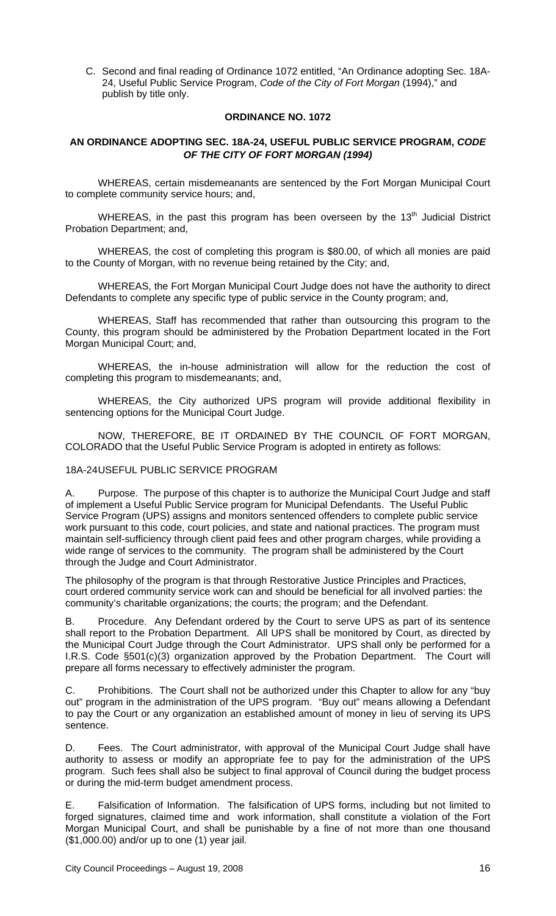C. Second and final reading of Ordinance 1072 entitled, "An Ordinance adopting Sec. 18A-24, Useful Public Service Program, *Code of the City of Fort Morgan* (1994)," and publish by title only.

**ORDINANCE NO. 1072**

**AN ORDINANCE ADOPTING SEC. 18A-24, USEFUL PUBLIC SERVICE PROGRAM, *CODE OF THE CITY OF FORT MORGAN (1994)***

WHEREAS, certain misdemeanants are sentenced by the Fort Morgan Municipal Court to complete community service hours; and,

WHEREAS, in the past this program has been overseen by the 13th Judicial District Probation Department; and,

WHEREAS, the cost of completing this program is $80.00, of which all monies are paid to the County of Morgan, with no revenue being retained by the City; and,

WHEREAS, the Fort Morgan Municipal Court Judge does not have the authority to direct Defendants to complete any specific type of public service in the County program; and,

WHEREAS, Staff has recommended that rather than outsourcing this program to the County, this program should be administered by the Probation Department located in the Fort Morgan Municipal Court; and,

WHEREAS, the in-house administration will allow for the reduction the cost of completing this program to misdemeanants; and,

WHEREAS, the City authorized UPS program will provide additional flexibility in sentencing options for the Municipal Court Judge.

NOW, THEREFORE, BE IT ORDAINED BY THE COUNCIL OF FORT MORGAN, COLORADO that the Useful Public Service Program is adopted in entirety as follows:

18A-24USEFUL PUBLIC SERVICE PROGRAM

A. Purpose. The purpose of this chapter is to authorize the Municipal Court Judge and staff of implement a Useful Public Service program for Municipal Defendants. The Useful Public Service Program (UPS) assigns and monitors sentenced offenders to complete public service work pursuant to this code, court policies, and state and national practices. The program must maintain self-sufficiency through client paid fees and other program charges, while providing a wide range of services to the community. The program shall be administered by the Court through the Judge and Court Administrator.

The philosophy of the program is that through Restorative Justice Principles and Practices, court ordered community service work can and should be beneficial for all involved parties: the community's charitable organizations; the courts; the program; and the Defendant.

B. Procedure. Any Defendant ordered by the Court to serve UPS as part of its sentence shall report to the Probation Department. All UPS shall be monitored by Court, as directed by the Municipal Court Judge through the Court Administrator. UPS shall only be performed for a I.R.S. Code §501(c)(3) organization approved by the Probation Department. The Court will prepare all forms necessary to effectively administer the program.

C. Prohibitions. The Court shall not be authorized under this Chapter to allow for any "buy out" program in the administration of the UPS program. "Buy out" means allowing a Defendant to pay the Court or any organization an established amount of money in lieu of serving its UPS sentence.

D. Fees. The Court administrator, with approval of the Municipal Court Judge shall have authority to assess or modify an appropriate fee to pay for the administration of the UPS program. Such fees shall also be subject to final approval of Council during the budget process or during the mid-term budget amendment process.

E. Falsification of Information. The falsification of UPS forms, including but not limited to forged signatures, claimed time and work information, shall constitute a violation of the Fort Morgan Municipal Court, and shall be punishable by a fine of not more than one thousand ($1,000.00) and/or up to one (1) year jail.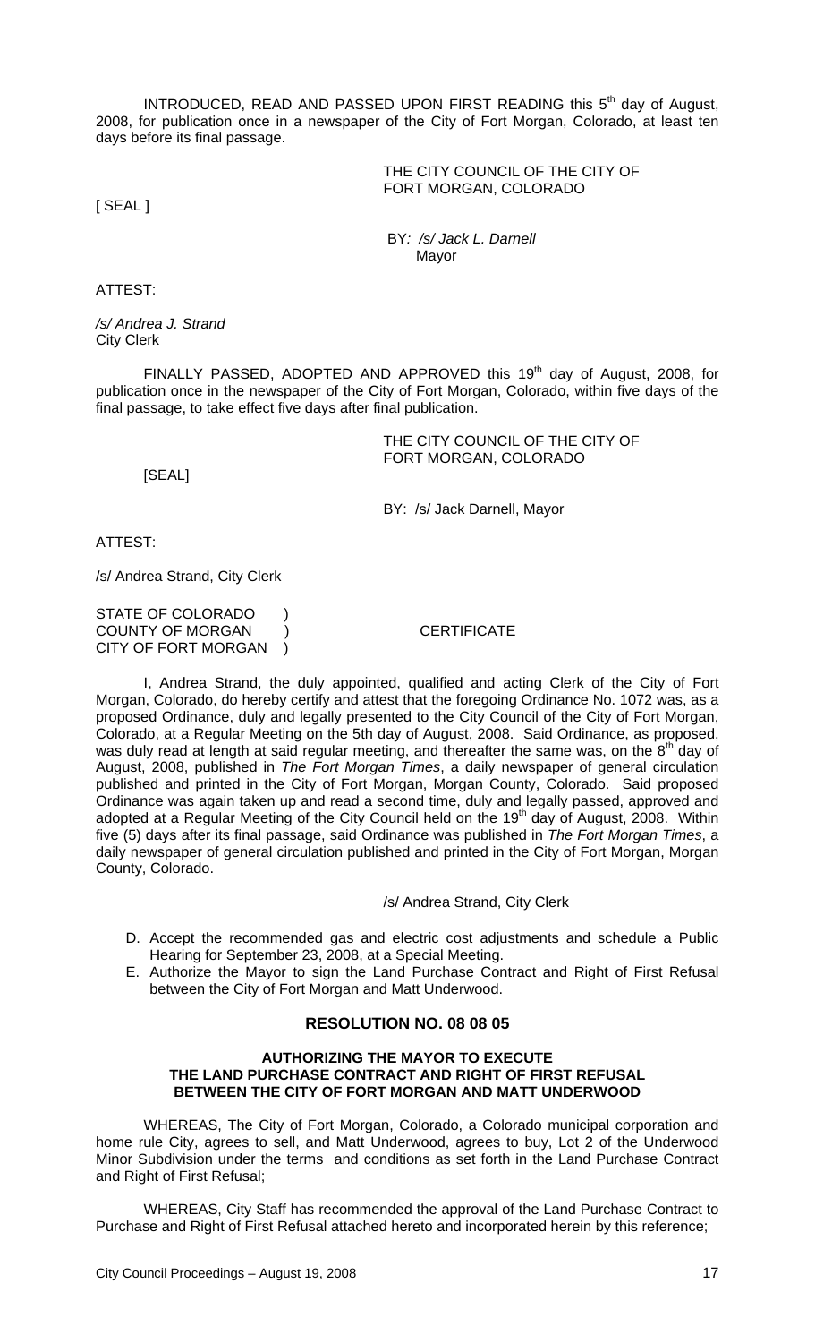INTRODUCED, READ AND PASSED UPON FIRST READING this 5th day of August, 2008, for publication once in a newspaper of the City of Fort Morgan, Colorado, at least ten days before its final passage.

THE CITY COUNCIL OF THE CITY OF FORT MORGAN, COLORADO

[ SEAL ]

BY*: /s/ Jack L. Darnell*
Mayor

ATTEST:

*/s/ Andrea J. Strand*
City Clerk

FINALLY PASSED, ADOPTED AND APPROVED this 19th day of August, 2008, for publication once in the newspaper of the City of Fort Morgan, Colorado, within five days of the final passage, to take effect five days after final publication.

THE CITY COUNCIL OF THE CITY OF FORT MORGAN, COLORADO

[SEAL]

BY: /s/ Jack Darnell, Mayor

ATTEST:

/s/ Andrea Strand, City Clerk

STATE OF COLORADO )
COUNTY OF MORGAN ) CERTIFICATE
CITY OF FORT MORGAN )

I, Andrea Strand, the duly appointed, qualified and acting Clerk of the City of Fort Morgan, Colorado, do hereby certify and attest that the foregoing Ordinance No. 1072 was, as a proposed Ordinance, duly and legally presented to the City Council of the City of Fort Morgan, Colorado, at a Regular Meeting on the 5th day of August, 2008. Said Ordinance, as proposed, was duly read at length at said regular meeting, and thereafter the same was, on the 8th day of August, 2008, published in *The Fort Morgan Times*, a daily newspaper of general circulation published and printed in the City of Fort Morgan, Morgan County, Colorado. Said proposed Ordinance was again taken up and read a second time, duly and legally passed, approved and adopted at a Regular Meeting of the City Council held on the 19th day of August, 2008. Within five (5) days after its final passage, said Ordinance was published in *The Fort Morgan Times*, a daily newspaper of general circulation published and printed in the City of Fort Morgan, Morgan County, Colorado.

/s/ Andrea Strand, City Clerk

D. Accept the recommended gas and electric cost adjustments and schedule a Public Hearing for September 23, 2008, at a Special Meeting.
E. Authorize the Mayor to sign the Land Purchase Contract and Right of First Refusal between the City of Fort Morgan and Matt Underwood.

## RESOLUTION NO. 08 08 05

### AUTHORIZING THE MAYOR TO EXECUTE THE LAND PURCHASE CONTRACT AND RIGHT OF FIRST REFUSAL BETWEEN THE CITY OF FORT MORGAN AND MATT UNDERWOOD

WHEREAS, The City of Fort Morgan, Colorado, a Colorado municipal corporation and home rule City, agrees to sell, and Matt Underwood, agrees to buy, Lot 2 of the Underwood Minor Subdivision under the terms and conditions as set forth in the Land Purchase Contract and Right of First Refusal;

WHEREAS, City Staff has recommended the approval of the Land Purchase Contract to Purchase and Right of First Refusal attached hereto and incorporated herein by this reference;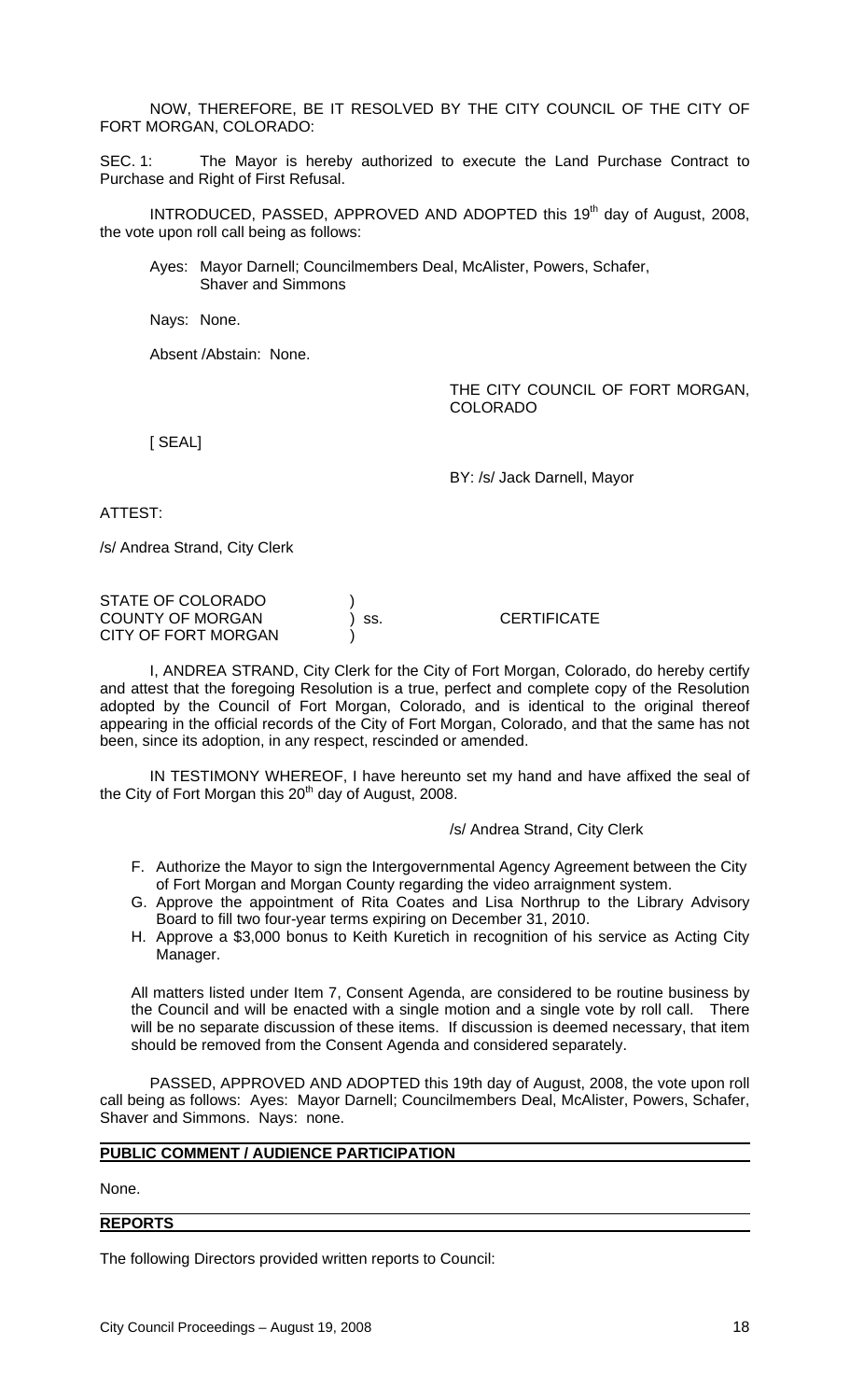NOW, THEREFORE, BE IT RESOLVED BY THE CITY COUNCIL OF THE CITY OF FORT MORGAN, COLORADO:

SEC. 1: The Mayor is hereby authorized to execute the Land Purchase Contract to Purchase and Right of First Refusal.

INTRODUCED, PASSED, APPROVED AND ADOPTED this 19th day of August, 2008, the vote upon roll call being as follows:

Ayes: Mayor Darnell; Councilmembers Deal, McAlister, Powers, Schafer, Shaver and Simmons

Nays: None.

Absent /Abstain: None.

THE CITY COUNCIL OF FORT MORGAN, COLORADO

[ SEAL]

BY: /s/ Jack Darnell, Mayor

ATTEST:

/s/ Andrea Strand, City Clerk

STATE OF COLORADO )
COUNTY OF MORGAN ) ss. CERTIFICATE
CITY OF FORT MORGAN )

I, ANDREA STRAND, City Clerk for the City of Fort Morgan, Colorado, do hereby certify and attest that the foregoing Resolution is a true, perfect and complete copy of the Resolution adopted by the Council of Fort Morgan, Colorado, and is identical to the original thereof appearing in the official records of the City of Fort Morgan, Colorado, and that the same has not been, since its adoption, in any respect, rescinded or amended.

IN TESTIMONY WHEREOF, I have hereunto set my hand and have affixed the seal of the City of Fort Morgan this 20th day of August, 2008.

/s/ Andrea Strand, City Clerk

F. Authorize the Mayor to sign the Intergovernmental Agency Agreement between the City of Fort Morgan and Morgan County regarding the video arraignment system.
G. Approve the appointment of Rita Coates and Lisa Northrup to the Library Advisory Board to fill two four-year terms expiring on December 31, 2010.
H. Approve a $3,000 bonus to Keith Kuretich in recognition of his service as Acting City Manager.

All matters listed under Item 7, Consent Agenda, are considered to be routine business by the Council and will be enacted with a single motion and a single vote by roll call. There will be no separate discussion of these items. If discussion is deemed necessary, that item should be removed from the Consent Agenda and considered separately.

PASSED, APPROVED AND ADOPTED this 19th day of August, 2008, the vote upon roll call being as follows: Ayes: Mayor Darnell; Councilmembers Deal, McAlister, Powers, Schafer, Shaver and Simmons. Nays: none.

## PUBLIC COMMENT / AUDIENCE PARTICIPATION

None.

## REPORTS

The following Directors provided written reports to Council: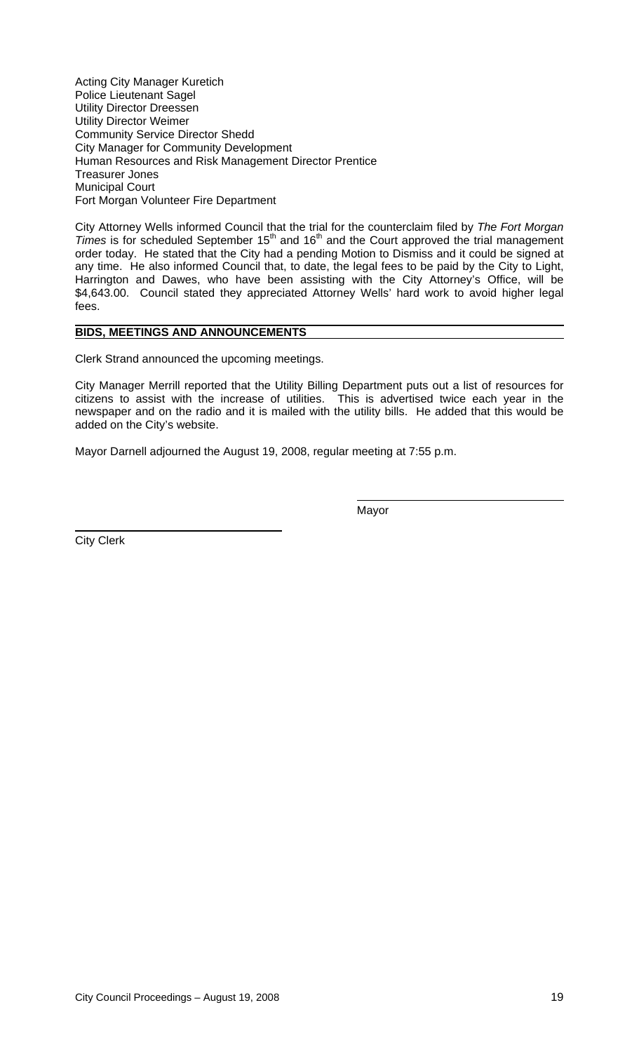Acting City Manager Kuretich
Police Lieutenant Sagel
Utility Director Dreessen
Utility Director Weimer
Community Service Director Shedd
City Manager for Community Development
Human Resources and Risk Management Director Prentice
Treasurer Jones
Municipal Court
Fort Morgan Volunteer Fire Department

City Attorney Wells informed Council that the trial for the counterclaim filed by *The Fort Morgan Times* is for scheduled September 15th and 16th and the Court approved the trial management order today. He stated that the City had a pending Motion to Dismiss and it could be signed at any time. He also informed Council that, to date, the legal fees to be paid by the City to Light, Harrington and Dawes, who have been assisting with the City Attorney's Office, will be $4,643.00. Council stated they appreciated Attorney Wells' hard work to avoid higher legal fees.

**BIDS, MEETINGS AND ANNOUNCEMENTS**

Clerk Strand announced the upcoming meetings.

City Manager Merrill reported that the Utility Billing Department puts out a list of resources for citizens to assist with the increase of utilities. This is advertised twice each year in the newspaper and on the radio and it is mailed with the utility bills. He added that this would be added on the City's website.

Mayor Darnell adjourned the August 19, 2008, regular meeting at 7:55 p.m.

Mayor

City Clerk